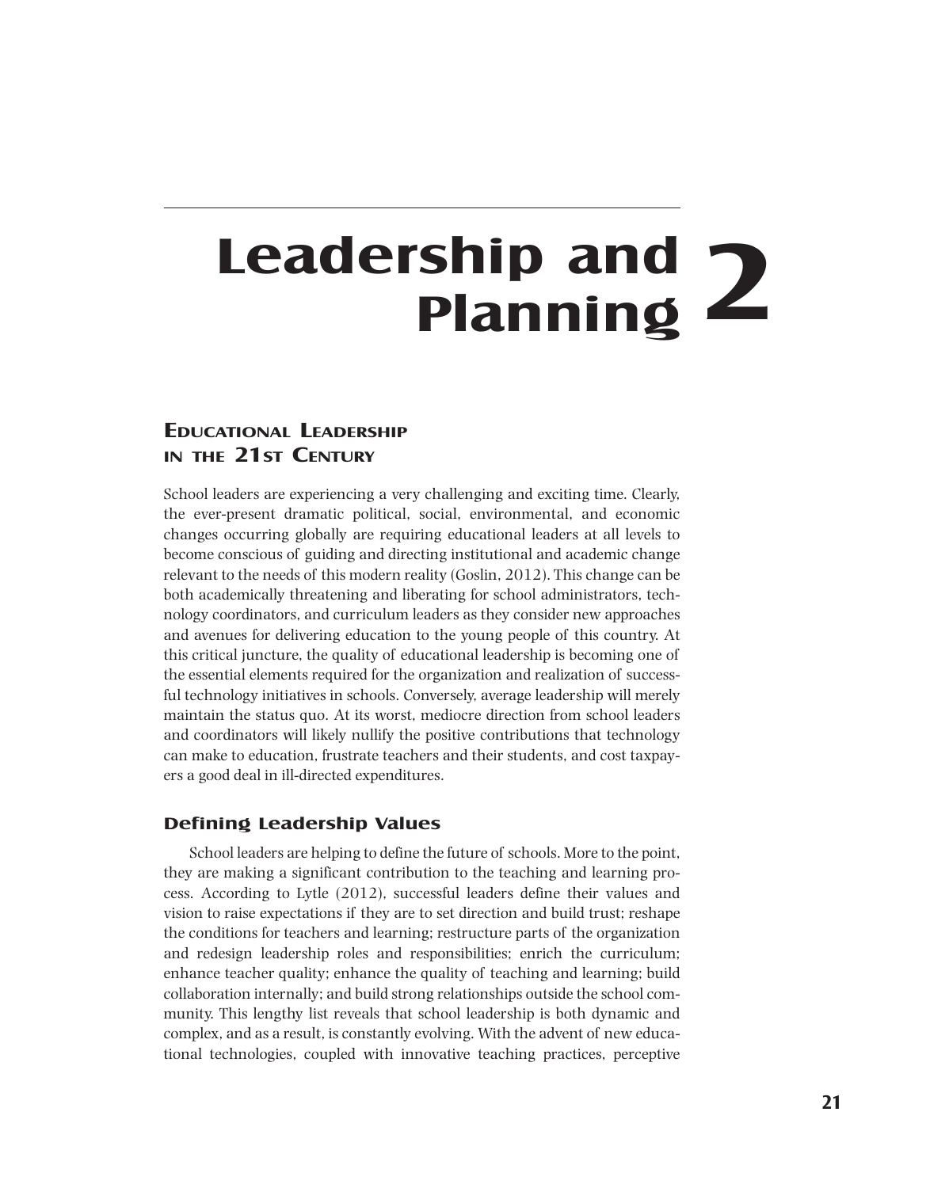# Leadership and Planning 2

## Educational Leadership in the 21st Century

School leaders are experiencing a very challenging and exciting time. Clearly, the ever-present dramatic political, social, environmental, and economic changes occurring globally are requiring educational leaders at all levels to become conscious of guiding and directing institutional and academic change relevant to the needs of this modern reality (Goslin, 2012). This change can be both academically threatening and liberating for school administrators, technology coordinators, and curriculum leaders as they consider new approaches and avenues for delivering education to the young people of this country. At this critical juncture, the quality of educational leadership is becoming one of the essential elements required for the organization and realization of successful technology initiatives in schools. Conversely, average leadership will merely maintain the status quo. At its worst, mediocre direction from school leaders and coordinators will likely nullify the positive contributions that technology can make to education, frustrate teachers and their students, and cost taxpayers a good deal in ill-directed expenditures.

### Defining Leadership Values

School leaders are helping to define the future of schools. More to the point, they are making a significant contribution to the teaching and learning process. According to Lytle (2012), successful leaders define their values and vision to raise expectations if they are to set direction and build trust; reshape the conditions for teachers and learning; restructure parts of the organization and redesign leadership roles and responsibilities; enrich the curriculum; enhance teacher quality; enhance the quality of teaching and learning; build collaboration internally; and build strong relationships outside the school community. This lengthy list reveals that school leadership is both dynamic and complex, and as a result, is constantly evolving. With the advent of new educational technologies, coupled with innovative teaching practices, perceptive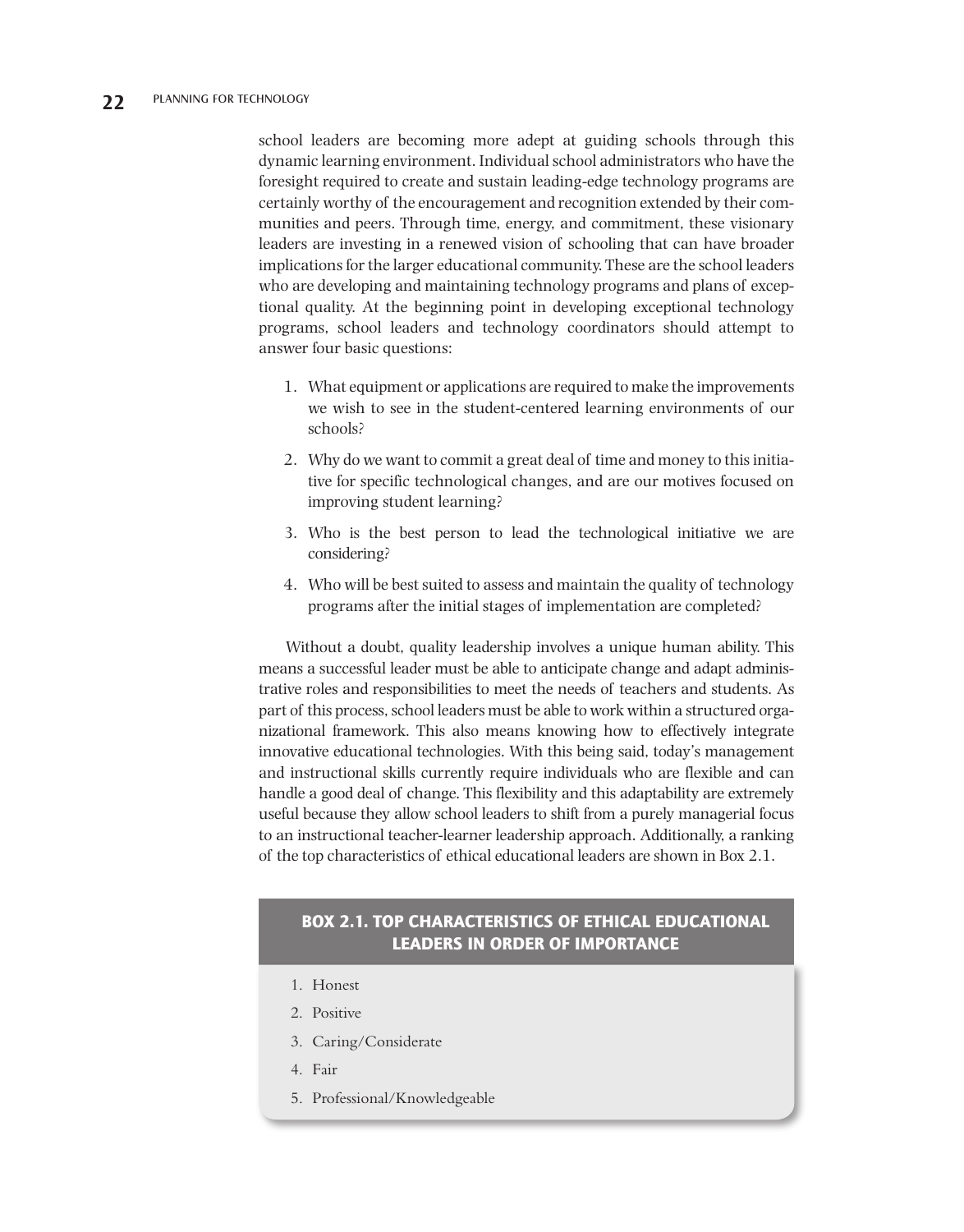school leaders are becoming more adept at guiding schools through this dynamic learning environment. Individual school administrators who have the foresight required to create and sustain leading-edge technology programs are certainly worthy of the encouragement and recognition extended by their communities and peers. Through time, energy, and commitment, these visionary leaders are investing in a renewed vision of schooling that can have broader implications for the larger educational community. These are the school leaders who are developing and maintaining technology programs and plans of exceptional quality. At the beginning point in developing exceptional technology programs, school leaders and technology coordinators should attempt to answer four basic questions:

1. What equipment or applications are required to make the improvements we wish to see in the student-centered learning environments of our schools?
2. Why do we want to commit a great deal of time and money to this initiative for specific technological changes, and are our motives focused on improving student learning?
3. Who is the best person to lead the technological initiative we are considering?
4. Who will be best suited to assess and maintain the quality of technology programs after the initial stages of implementation are completed?

Without a doubt, quality leadership involves a unique human ability. This means a successful leader must be able to anticipate change and adapt administrative roles and responsibilities to meet the needs of teachers and students. As part of this process, school leaders must be able to work within a structured organizational framework. This also means knowing how to effectively integrate innovative educational technologies. With this being said, today's management and instructional skills currently require individuals who are flexible and can handle a good deal of change. This flexibility and this adaptability are extremely useful because they allow school leaders to shift from a purely managerial focus to an instructional teacher-learner leadership approach. Additionally, a ranking of the top characteristics of ethical educational leaders are shown in Box 2.1.

### BOX 2.1. TOP CHARACTERISTICS OF ETHICAL EDUCATIONAL LEADERS IN ORDER OF IMPORTANCE

1. Honest
2. Positive
3. Caring/Considerate
4. Fair
5. Professional/Knowledgeable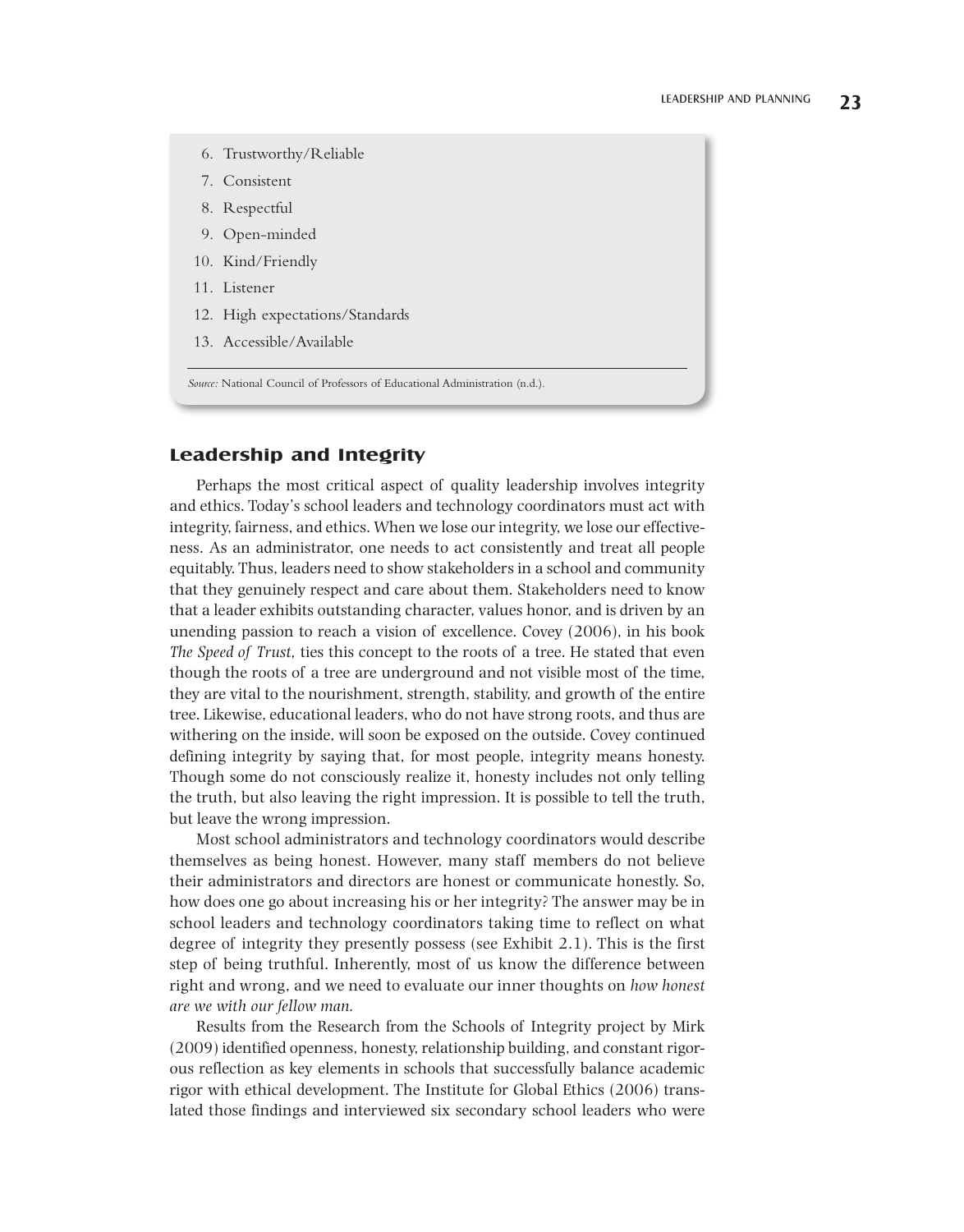6. Trustworthy/Reliable
7. Consistent
8. Respectful
9. Open-minded
10. Kind/Friendly
11. Listener
12. High expectations/Standards
13. Accessible/Available

*Source:* National Council of Professors of Educational Administration (n.d.).

## Leadership and Integrity

Perhaps the most critical aspect of quality leadership involves integrity and ethics. Today's school leaders and technology coordinators must act with integrity, fairness, and ethics. When we lose our integrity, we lose our effectiveness. As an administrator, one needs to act consistently and treat all people equitably. Thus, leaders need to show stakeholders in a school and community that they genuinely respect and care about them. Stakeholders need to know that a leader exhibits outstanding character, values honor, and is driven by an unending passion to reach a vision of excellence. Covey (2006), in his book *The Speed of Trust,* ties this concept to the roots of a tree. He stated that even though the roots of a tree are underground and not visible most of the time, they are vital to the nourishment, strength, stability, and growth of the entire tree. Likewise, educational leaders, who do not have strong roots, and thus are withering on the inside, will soon be exposed on the outside. Covey continued defining integrity by saying that, for most people, integrity means honesty. Though some do not consciously realize it, honesty includes not only telling the truth, but also leaving the right impression. It is possible to tell the truth, but leave the wrong impression.

Most school administrators and technology coordinators would describe themselves as being honest. However, many staff members do not believe their administrators and directors are honest or communicate honestly. So, how does one go about increasing his or her integrity? The answer may be in school leaders and technology coordinators taking time to reflect on what degree of integrity they presently possess (see Exhibit 2.1). This is the first step of being truthful. Inherently, most of us know the difference between right and wrong, and we need to evaluate our inner thoughts on *how honest are we with our fellow man.*

Results from the Research from the Schools of Integrity project by Mirk (2009) identified openness, honesty, relationship building, and constant rigorous reflection as key elements in schools that successfully balance academic rigor with ethical development. The Institute for Global Ethics (2006) translated those findings and interviewed six secondary school leaders who were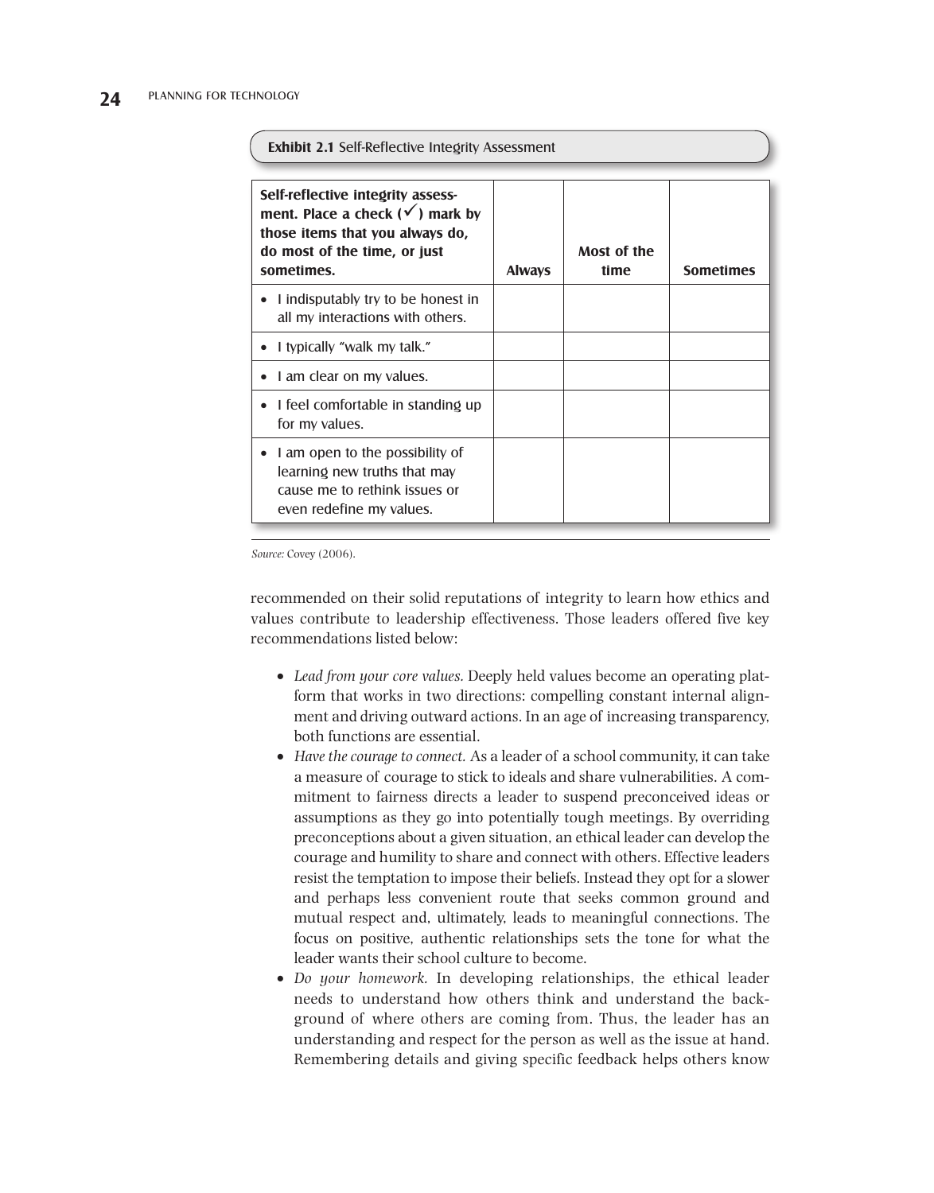**Exhibit 2.1** Self-Reflective Integrity Assessment

| Self-reflective integrity assessment. Place a check (✓) mark by those items that you always do, do most of the time, or just sometimes. | Always | Most of the time | Sometimes |
|---|---|---|---|
| • I indisputably try to be honest in all my interactions with others. | | | |
| • I typically "walk my talk." | | | |
| • I am clear on my values. | | | |
| • I feel comfortable in standing up for my values. | | | |
| • I am open to the possibility of learning new truths that may cause me to rethink issues or even redefine my values. | | | |

*Source:* Covey (2006).

recommended on their solid reputations of integrity to learn how ethics and values contribute to leadership effectiveness. Those leaders offered five key recommendations listed below:

- *Lead from your core values.* Deeply held values become an operating platform that works in two directions: compelling constant internal alignment and driving outward actions. In an age of increasing transparency, both functions are essential.
- *Have the courage to connect.* As a leader of a school community, it can take a measure of courage to stick to ideals and share vulnerabilities. A commitment to fairness directs a leader to suspend preconceived ideas or assumptions as they go into potentially tough meetings. By overriding preconceptions about a given situation, an ethical leader can develop the courage and humility to share and connect with others. Effective leaders resist the temptation to impose their beliefs. Instead they opt for a slower and perhaps less convenient route that seeks common ground and mutual respect and, ultimately, leads to meaningful connections. The focus on positive, authentic relationships sets the tone for what the leader wants their school culture to become.
- *Do your homework.* In developing relationships, the ethical leader needs to understand how others think and understand the background of where others are coming from. Thus, the leader has an understanding and respect for the person as well as the issue at hand. Remembering details and giving specific feedback helps others know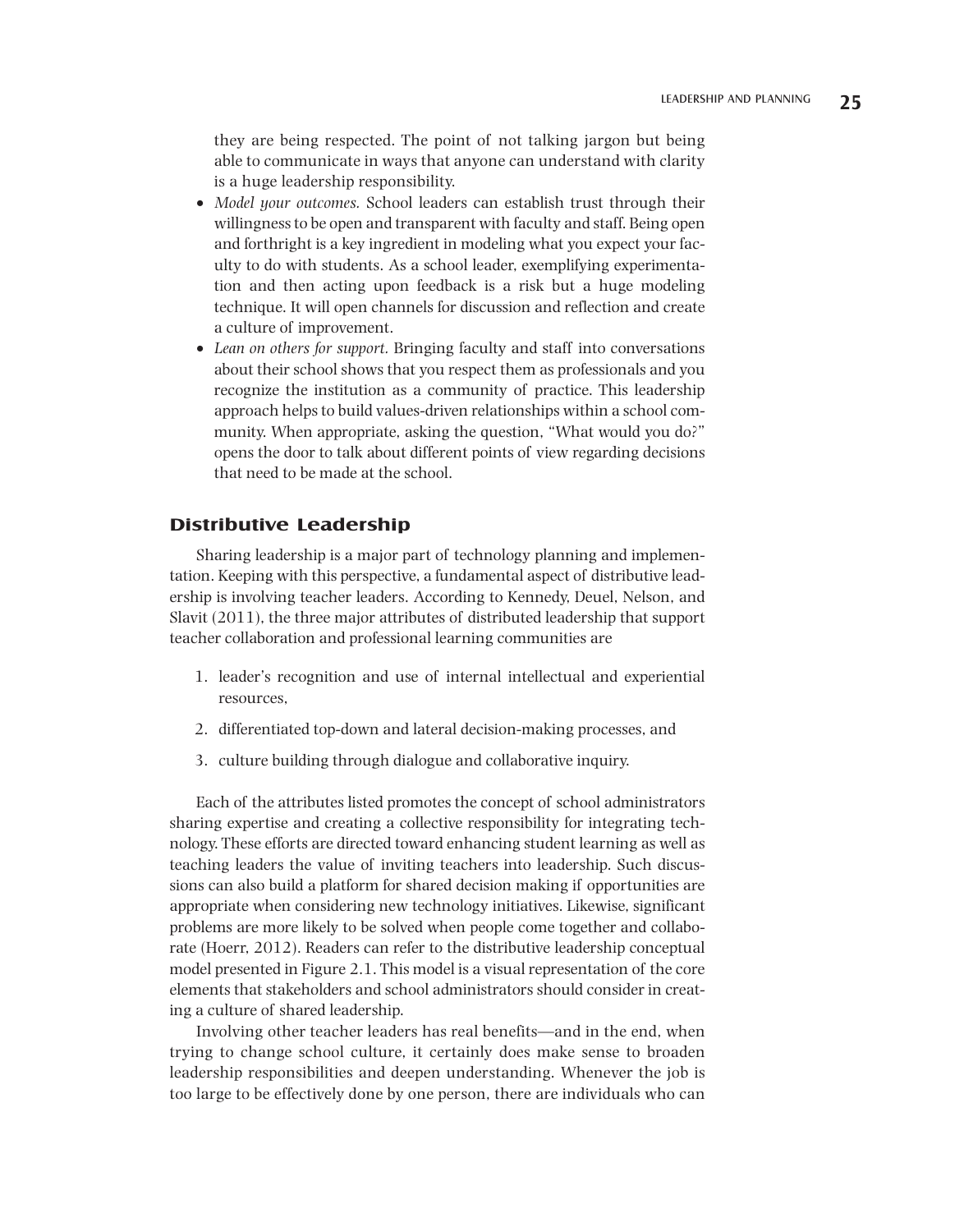they are being respected. The point of not talking jargon but being able to communicate in ways that anyone can understand with clarity is a huge leadership responsibility.

- *Model your outcomes.* School leaders can establish trust through their willingness to be open and transparent with faculty and staff. Being open and forthright is a key ingredient in modeling what you expect your faculty to do with students. As a school leader, exemplifying experimentation and then acting upon feedback is a risk but a huge modeling technique. It will open channels for discussion and reflection and create a culture of improvement.
- *Lean on others for support.* Bringing faculty and staff into conversations about their school shows that you respect them as professionals and you recognize the institution as a community of practice. This leadership approach helps to build values-driven relationships within a school community. When appropriate, asking the question, "What would you do?" opens the door to talk about different points of view regarding decisions that need to be made at the school.

## Distributive Leadership

Sharing leadership is a major part of technology planning and implementation. Keeping with this perspective, a fundamental aspect of distributive leadership is involving teacher leaders. According to Kennedy, Deuel, Nelson, and Slavit (2011), the three major attributes of distributed leadership that support teacher collaboration and professional learning communities are

1. leader's recognition and use of internal intellectual and experiential resources,
2. differentiated top-down and lateral decision-making processes, and
3. culture building through dialogue and collaborative inquiry.

Each of the attributes listed promotes the concept of school administrators sharing expertise and creating a collective responsibility for integrating technology. These efforts are directed toward enhancing student learning as well as teaching leaders the value of inviting teachers into leadership. Such discussions can also build a platform for shared decision making if opportunities are appropriate when considering new technology initiatives. Likewise, significant problems are more likely to be solved when people come together and collaborate (Hoerr, 2012). Readers can refer to the distributive leadership conceptual model presented in Figure 2.1. This model is a visual representation of the core elements that stakeholders and school administrators should consider in creating a culture of shared leadership.

Involving other teacher leaders has real benefits—and in the end, when trying to change school culture, it certainly does make sense to broaden leadership responsibilities and deepen understanding. Whenever the job is too large to be effectively done by one person, there are individuals who can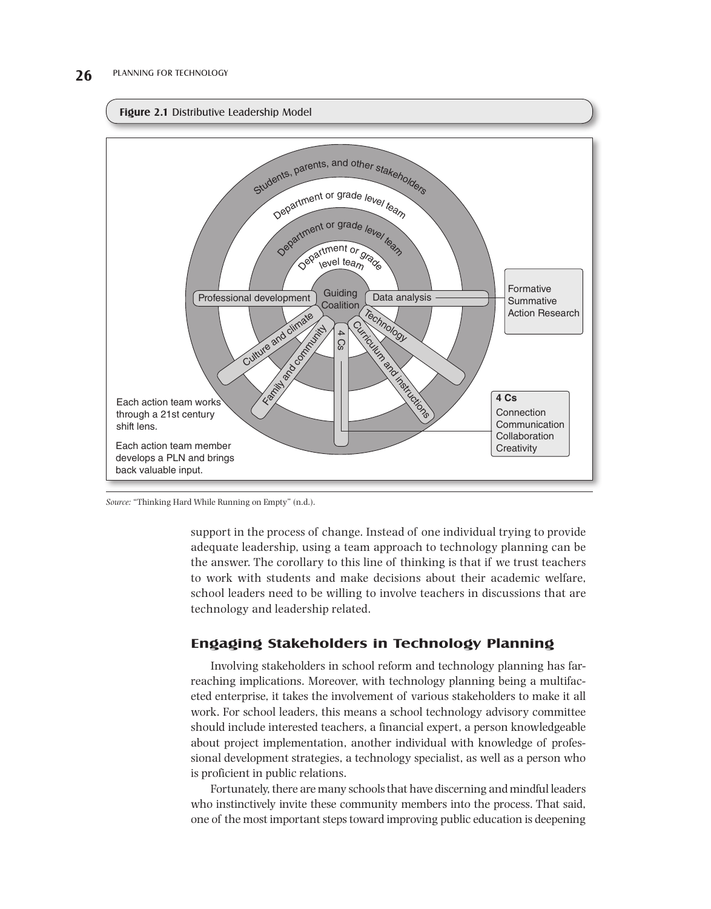**Figure 2.1** Distributive Leadership Model

Students, parents, and other stakeholders

Department or grade level team

Department or grade level team

Department or grade level team

Guiding Coalition

Professional development

Data analysis

Formative
Summative
Action Research

Culture and climate

Family and community

4 Cs

Curriculum and instructions

Technology

**4 Cs**
Connection
Communication
Collaboration
Creativity

Each action team works through a 21st century shift lens.

Each action team member develops a PLN and brings back valuable input.

*Source:* "Thinking Hard While Running on Empty" (n.d.).

support in the process of change. Instead of one individual trying to provide adequate leadership, using a team approach to technology planning can be the answer. The corollary to this line of thinking is that if we trust teachers to work with students and make decisions about their academic welfare, school leaders need to be willing to involve teachers in discussions that are technology and leadership related.

## Engaging Stakeholders in Technology Planning

Involving stakeholders in school reform and technology planning has far-reaching implications. Moreover, with technology planning being a multifaceted enterprise, it takes the involvement of various stakeholders to make it all work. For school leaders, this means a school technology advisory committee should include interested teachers, a financial expert, a person knowledgeable about project implementation, another individual with knowledge of professional development strategies, a technology specialist, as well as a person who is proficient in public relations.

Fortunately, there are many schools that have discerning and mindful leaders who instinctively invite these community members into the process. That said, one of the most important steps toward improving public education is deepening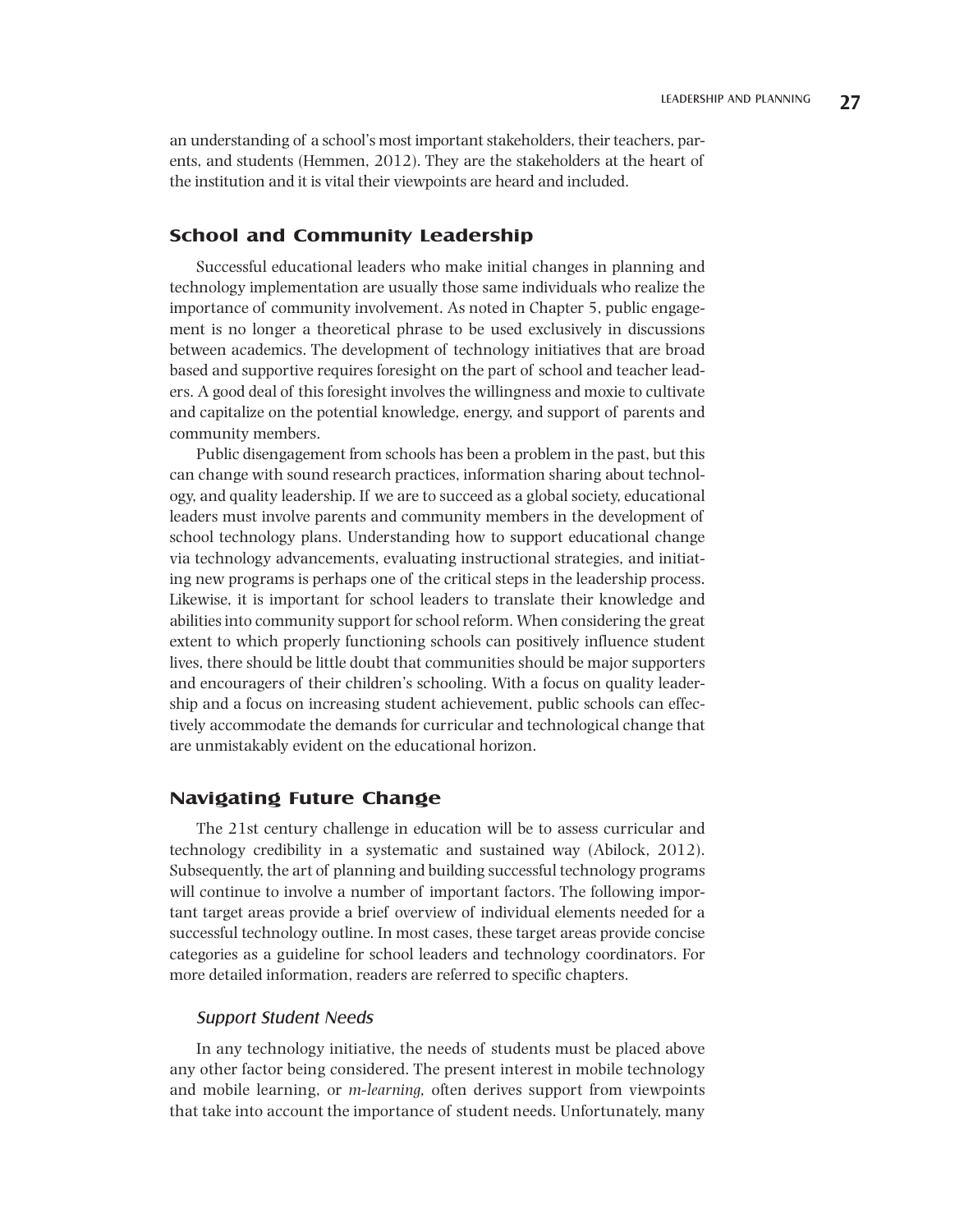an understanding of a school's most important stakeholders, their teachers, parents, and students (Hemmen, 2012). They are the stakeholders at the heart of the institution and it is vital their viewpoints are heard and included.

## School and Community Leadership

Successful educational leaders who make initial changes in planning and technology implementation are usually those same individuals who realize the importance of community involvement. As noted in Chapter 5, public engagement is no longer a theoretical phrase to be used exclusively in discussions between academics. The development of technology initiatives that are broad based and supportive requires foresight on the part of school and teacher leaders. A good deal of this foresight involves the willingness and moxie to cultivate and capitalize on the potential knowledge, energy, and support of parents and community members.

Public disengagement from schools has been a problem in the past, but this can change with sound research practices, information sharing about technology, and quality leadership. If we are to succeed as a global society, educational leaders must involve parents and community members in the development of school technology plans. Understanding how to support educational change via technology advancements, evaluating instructional strategies, and initiating new programs is perhaps one of the critical steps in the leadership process. Likewise, it is important for school leaders to translate their knowledge and abilities into community support for school reform. When considering the great extent to which properly functioning schools can positively influence student lives, there should be little doubt that communities should be major supporters and encouragers of their children's schooling. With a focus on quality leadership and a focus on increasing student achievement, public schools can effectively accommodate the demands for curricular and technological change that are unmistakably evident on the educational horizon.

## Navigating Future Change

The 21st century challenge in education will be to assess curricular and technology credibility in a systematic and sustained way (Abilock, 2012). Subsequently, the art of planning and building successful technology programs will continue to involve a number of important factors. The following important target areas provide a brief overview of individual elements needed for a successful technology outline. In most cases, these target areas provide concise categories as a guideline for school leaders and technology coordinators. For more detailed information, readers are referred to specific chapters.

### *Support Student Needs*

In any technology initiative, the needs of students must be placed above any other factor being considered. The present interest in mobile technology and mobile learning, or *m-learning,* often derives support from viewpoints that take into account the importance of student needs. Unfortunately, many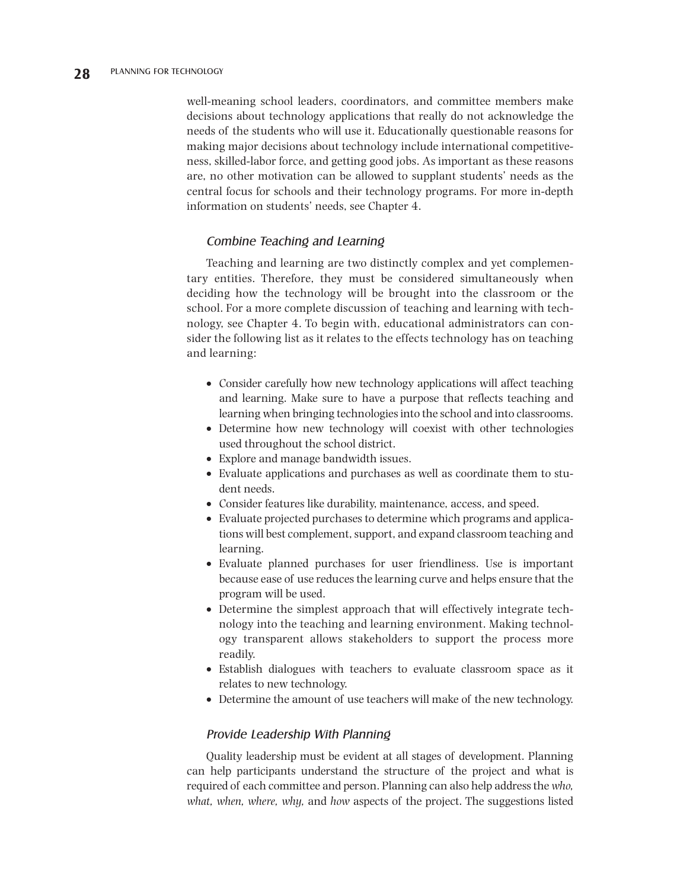well-meaning school leaders, coordinators, and committee members make decisions about technology applications that really do not acknowledge the needs of the students who will use it. Educationally questionable reasons for making major decisions about technology include international competitiveness, skilled-labor force, and getting good jobs. As important as these reasons are, no other motivation can be allowed to supplant students' needs as the central focus for schools and their technology programs. For more in-depth information on students' needs, see Chapter 4.

### *Combine Teaching and Learning*

Teaching and learning are two distinctly complex and yet complementary entities. Therefore, they must be considered simultaneously when deciding how the technology will be brought into the classroom or the school. For a more complete discussion of teaching and learning with technology, see Chapter 4. To begin with, educational administrators can consider the following list as it relates to the effects technology has on teaching and learning:

- Consider carefully how new technology applications will affect teaching and learning. Make sure to have a purpose that reflects teaching and learning when bringing technologies into the school and into classrooms.
- Determine how new technology will coexist with other technologies used throughout the school district.
- Explore and manage bandwidth issues.
- Evaluate applications and purchases as well as coordinate them to student needs.
- Consider features like durability, maintenance, access, and speed.
- Evaluate projected purchases to determine which programs and applications will best complement, support, and expand classroom teaching and learning.
- Evaluate planned purchases for user friendliness. Use is important because ease of use reduces the learning curve and helps ensure that the program will be used.
- Determine the simplest approach that will effectively integrate technology into the teaching and learning environment. Making technology transparent allows stakeholders to support the process more readily.
- Establish dialogues with teachers to evaluate classroom space as it relates to new technology.
- Determine the amount of use teachers will make of the new technology.

### *Provide Leadership With Planning*

Quality leadership must be evident at all stages of development. Planning can help participants understand the structure of the project and what is required of each committee and person. Planning can also help address the *who, what, when, where, why,* and *how* aspects of the project. The suggestions listed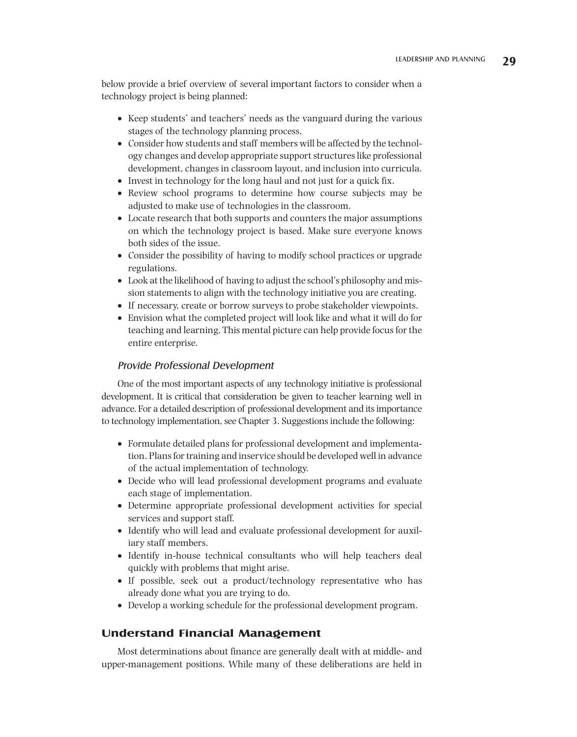below provide a brief overview of several important factors to consider when a technology project is being planned:

- Keep students' and teachers' needs as the vanguard during the various stages of the technology planning process.
- Consider how students and staff members will be affected by the technology changes and develop appropriate support structures like professional development, changes in classroom layout, and inclusion into curricula.
- Invest in technology for the long haul and not just for a quick fix.
- Review school programs to determine how course subjects may be adjusted to make use of technologies in the classroom.
- Locate research that both supports and counters the major assumptions on which the technology project is based. Make sure everyone knows both sides of the issue.
- Consider the possibility of having to modify school practices or upgrade regulations.
- Look at the likelihood of having to adjust the school's philosophy and mission statements to align with the technology initiative you are creating.
- If necessary, create or borrow surveys to probe stakeholder viewpoints.
- Envision what the completed project will look like and what it will do for teaching and learning. This mental picture can help provide focus for the entire enterprise.

### *Provide Professional Development*

One of the most important aspects of any technology initiative is professional development. It is critical that consideration be given to teacher learning well in advance. For a detailed description of professional development and its importance to technology implementation, see Chapter 3. Suggestions include the following:

- Formulate detailed plans for professional development and implementation. Plans for training and inservice should be developed well in advance of the actual implementation of technology.
- Decide who will lead professional development programs and evaluate each stage of implementation.
- Determine appropriate professional development activities for special services and support staff.
- Identify who will lead and evaluate professional development for auxiliary staff members.
- Identify in-house technical consultants who will help teachers deal quickly with problems that might arise.
- If possible, seek out a product/technology representative who has already done what you are trying to do.
- Develop a working schedule for the professional development program.

## Understand Financial Management

Most determinations about finance are generally dealt with at middle- and upper-management positions. While many of these deliberations are held in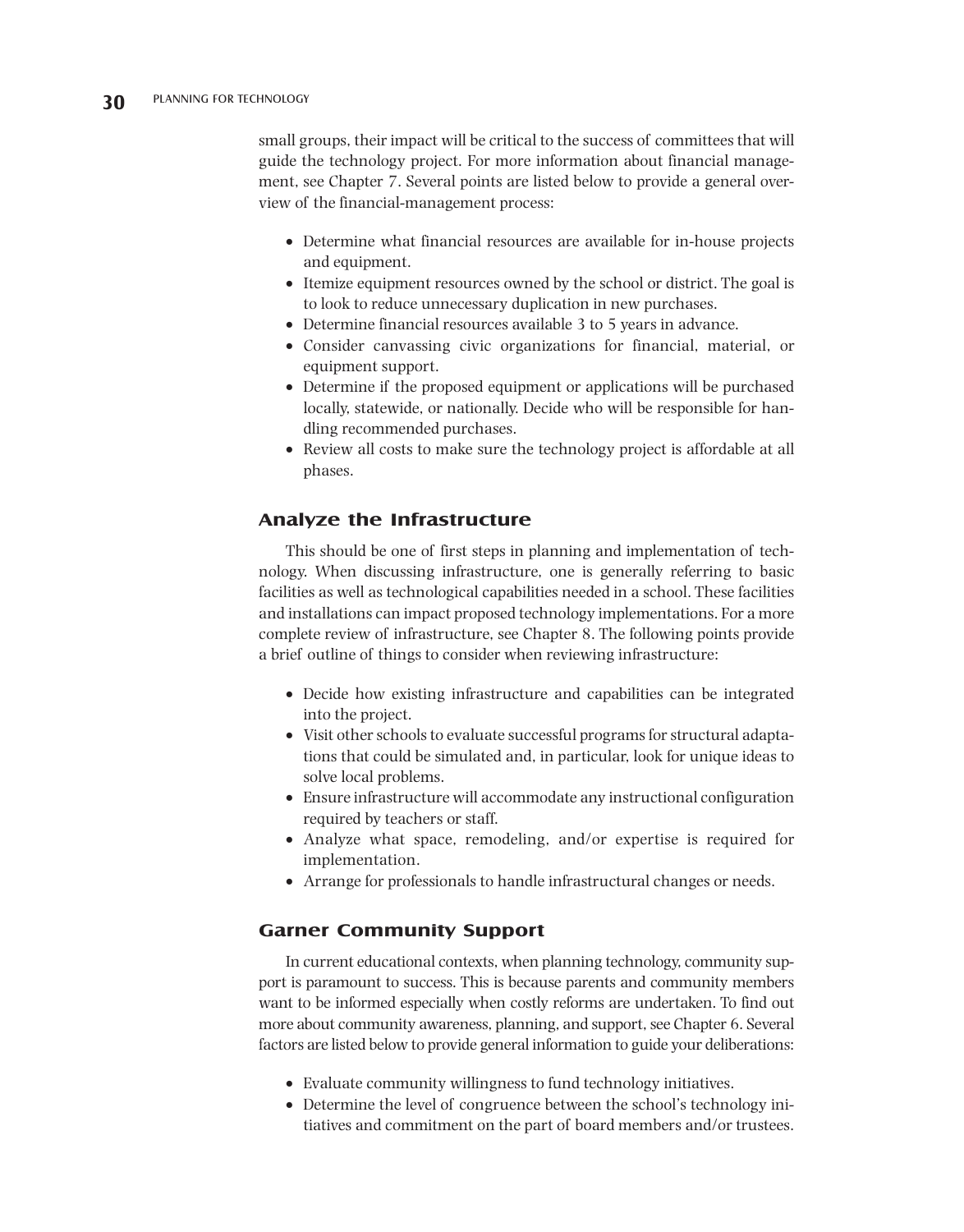small groups, their impact will be critical to the success of committees that will guide the technology project. For more information about financial management, see Chapter 7. Several points are listed below to provide a general overview of the financial-management process:

- Determine what financial resources are available for in-house projects and equipment.
- Itemize equipment resources owned by the school or district. The goal is to look to reduce unnecessary duplication in new purchases.
- Determine financial resources available 3 to 5 years in advance.
- Consider canvassing civic organizations for financial, material, or equipment support.
- Determine if the proposed equipment or applications will be purchased locally, statewide, or nationally. Decide who will be responsible for handling recommended purchases.
- Review all costs to make sure the technology project is affordable at all phases.

### Analyze the Infrastructure

This should be one of first steps in planning and implementation of technology. When discussing infrastructure, one is generally referring to basic facilities as well as technological capabilities needed in a school. These facilities and installations can impact proposed technology implementations. For a more complete review of infrastructure, see Chapter 8. The following points provide a brief outline of things to consider when reviewing infrastructure:

- Decide how existing infrastructure and capabilities can be integrated into the project.
- Visit other schools to evaluate successful programs for structural adaptations that could be simulated and, in particular, look for unique ideas to solve local problems.
- Ensure infrastructure will accommodate any instructional configuration required by teachers or staff.
- Analyze what space, remodeling, and/or expertise is required for implementation.
- Arrange for professionals to handle infrastructural changes or needs.

### Garner Community Support

In current educational contexts, when planning technology, community support is paramount to success. This is because parents and community members want to be informed especially when costly reforms are undertaken. To find out more about community awareness, planning, and support, see Chapter 6. Several factors are listed below to provide general information to guide your deliberations:

- Evaluate community willingness to fund technology initiatives.
- Determine the level of congruence between the school's technology initiatives and commitment on the part of board members and/or trustees.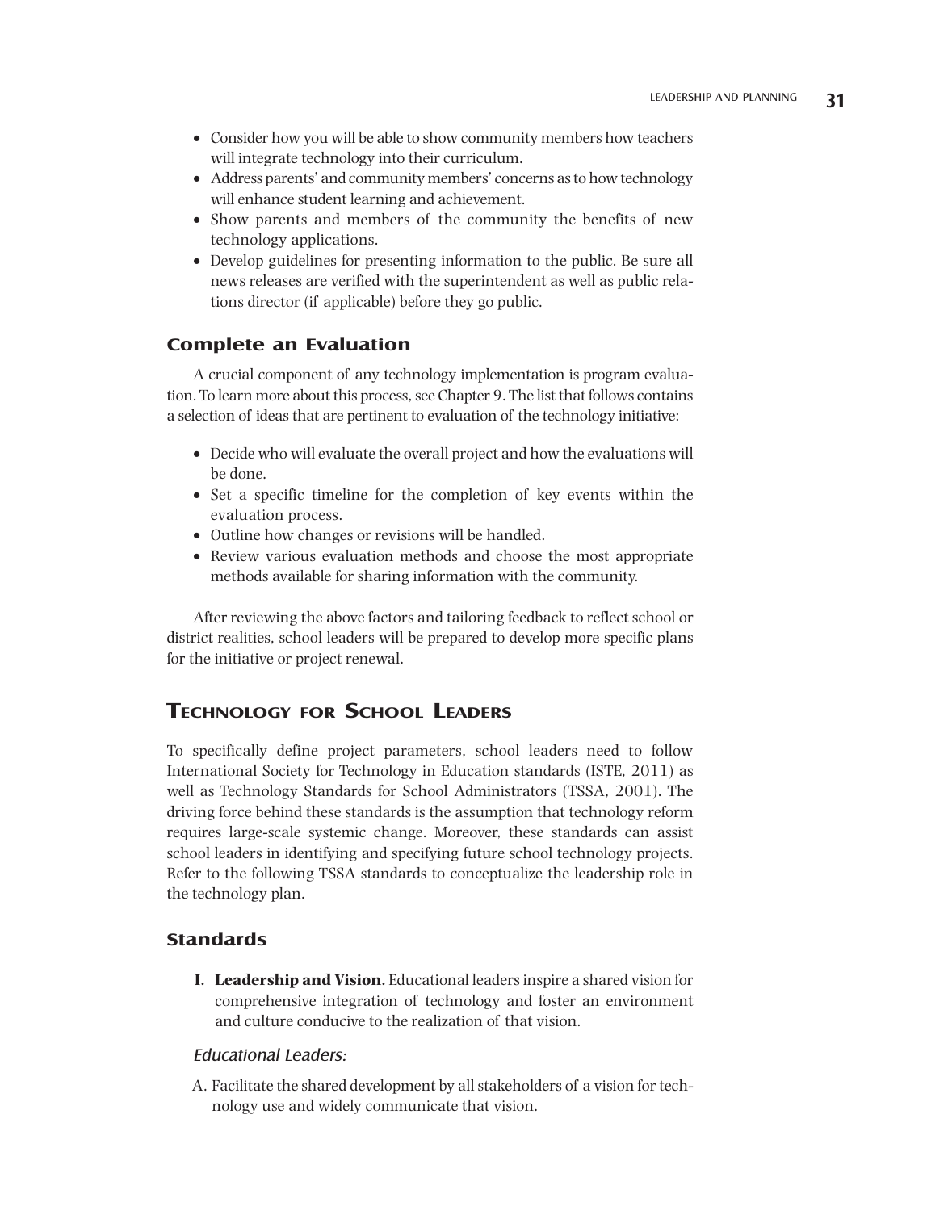- Consider how you will be able to show community members how teachers will integrate technology into their curriculum.
- Address parents' and community members' concerns as to how technology will enhance student learning and achievement.
- Show parents and members of the community the benefits of new technology applications.
- Develop guidelines for presenting information to the public. Be sure all news releases are verified with the superintendent as well as public relations director (if applicable) before they go public.

### Complete an Evaluation

A crucial component of any technology implementation is program evaluation. To learn more about this process, see Chapter 9. The list that follows contains a selection of ideas that are pertinent to evaluation of the technology initiative:

- Decide who will evaluate the overall project and how the evaluations will be done.
- Set a specific timeline for the completion of key events within the evaluation process.
- Outline how changes or revisions will be handled.
- Review various evaluation methods and choose the most appropriate methods available for sharing information with the community.

After reviewing the above factors and tailoring feedback to reflect school or district realities, school leaders will be prepared to develop more specific plans for the initiative or project renewal.

## Technology for School Leaders

To specifically define project parameters, school leaders need to follow International Society for Technology in Education standards (ISTE, 2011) as well as Technology Standards for School Administrators (TSSA, 2001). The driving force behind these standards is the assumption that technology reform requires large-scale systemic change. Moreover, these standards can assist school leaders in identifying and specifying future school technology projects. Refer to the following TSSA standards to conceptualize the leadership role in the technology plan.

### Standards

**I. Leadership and Vision.** Educational leaders inspire a shared vision for comprehensive integration of technology and foster an environment and culture conducive to the realization of that vision.

#### *Educational Leaders:*

A. Facilitate the shared development by all stakeholders of a vision for technology use and widely communicate that vision.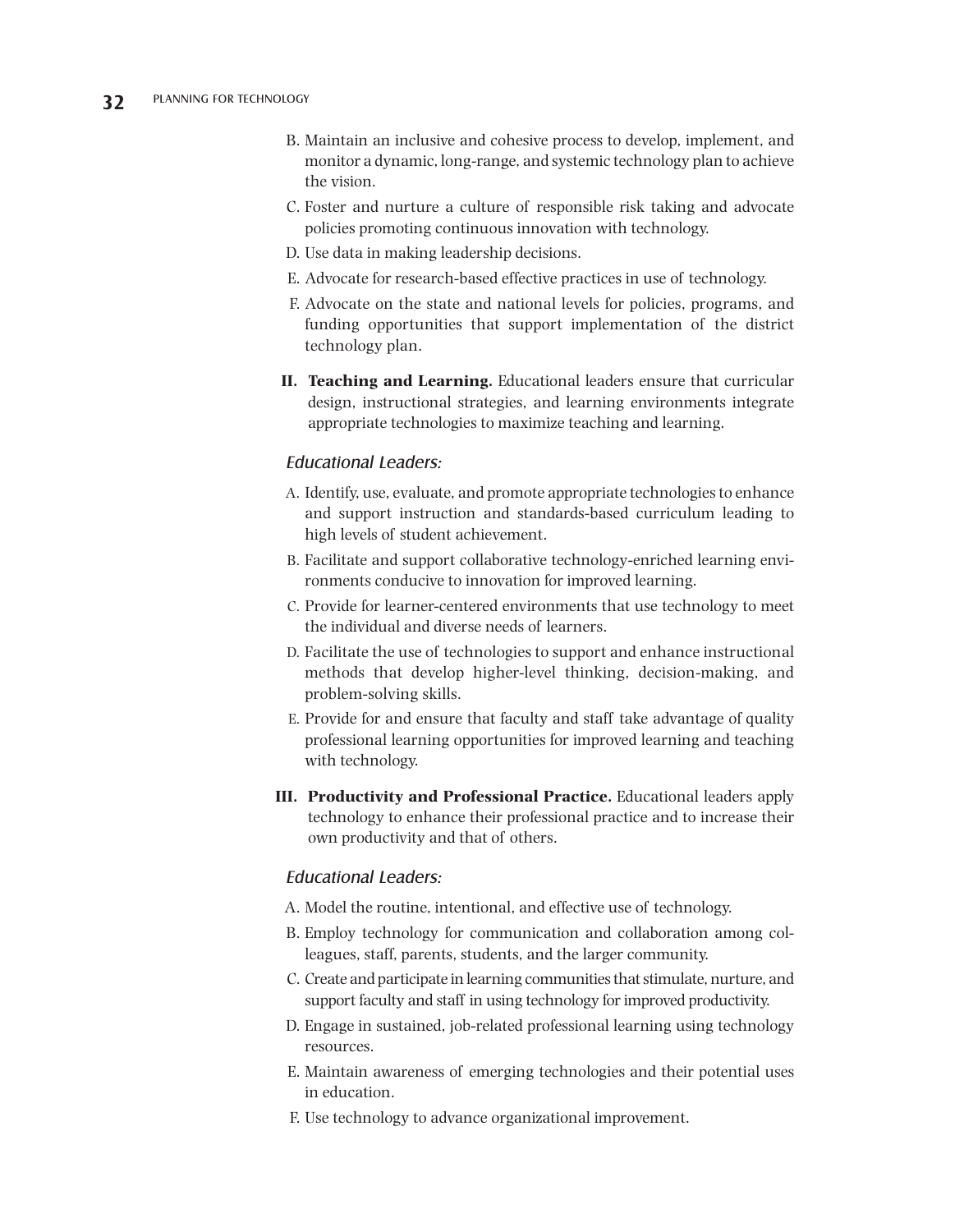B. Maintain an inclusive and cohesive process to develop, implement, and monitor a dynamic, long-range, and systemic technology plan to achieve the vision.

C. Foster and nurture a culture of responsible risk taking and advocate policies promoting continuous innovation with technology.

D. Use data in making leadership decisions.

E. Advocate for research-based effective practices in use of technology.

F. Advocate on the state and national levels for policies, programs, and funding opportunities that support implementation of the district technology plan.

**II. Teaching and Learning.** Educational leaders ensure that curricular design, instructional strategies, and learning environments integrate appropriate technologies to maximize teaching and learning.

*Educational Leaders:*

A. Identify, use, evaluate, and promote appropriate technologies to enhance and support instruction and standards-based curriculum leading to high levels of student achievement.

B. Facilitate and support collaborative technology-enriched learning environments conducive to innovation for improved learning.

C. Provide for learner-centered environments that use technology to meet the individual and diverse needs of learners.

D. Facilitate the use of technologies to support and enhance instructional methods that develop higher-level thinking, decision-making, and problem-solving skills.

E. Provide for and ensure that faculty and staff take advantage of quality professional learning opportunities for improved learning and teaching with technology.

**III. Productivity and Professional Practice.** Educational leaders apply technology to enhance their professional practice and to increase their own productivity and that of others.

*Educational Leaders:*

A. Model the routine, intentional, and effective use of technology.

B. Employ technology for communication and collaboration among colleagues, staff, parents, students, and the larger community.

C. Create and participate in learning communities that stimulate, nurture, and support faculty and staff in using technology for improved productivity.

D. Engage in sustained, job-related professional learning using technology resources.

E. Maintain awareness of emerging technologies and their potential uses in education.

F. Use technology to advance organizational improvement.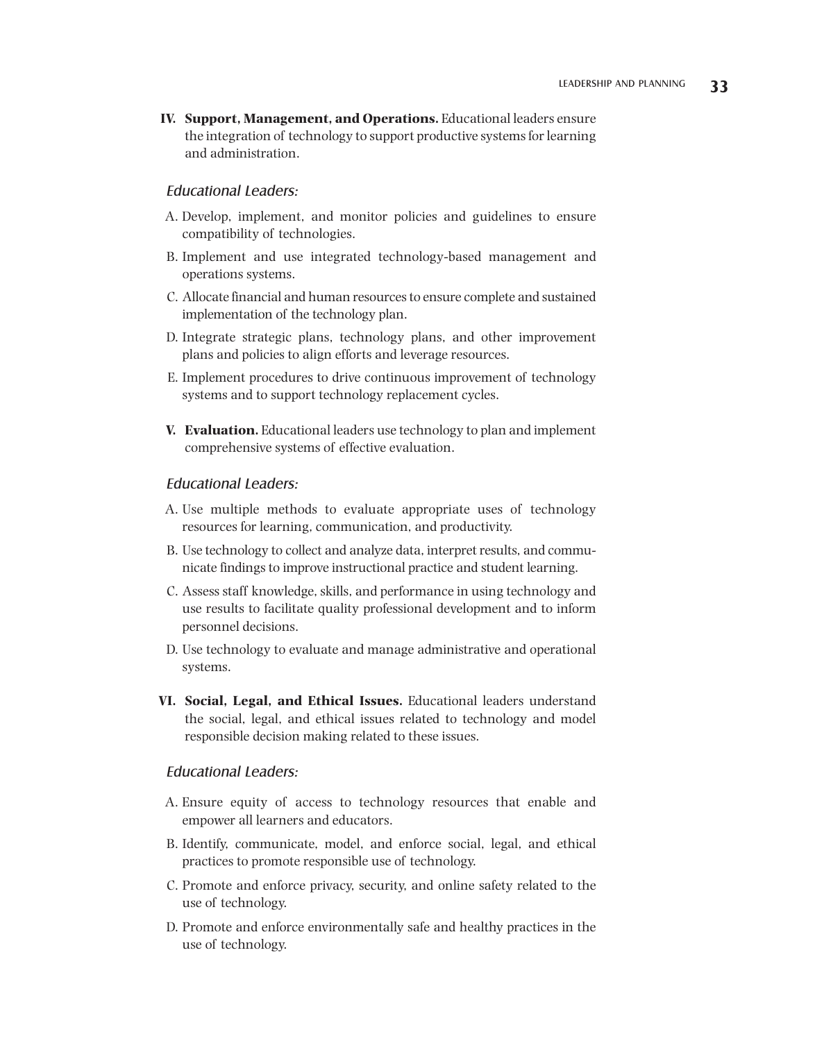**IV. Support, Management, and Operations.** Educational leaders ensure the integration of technology to support productive systems for learning and administration.

*Educational Leaders:*

A. Develop, implement, and monitor policies and guidelines to ensure compatibility of technologies.

B. Implement and use integrated technology-based management and operations systems.

C. Allocate financial and human resources to ensure complete and sustained implementation of the technology plan.

D. Integrate strategic plans, technology plans, and other improvement plans and policies to align efforts and leverage resources.

E. Implement procedures to drive continuous improvement of technology systems and to support technology replacement cycles.

**V. Evaluation.** Educational leaders use technology to plan and implement comprehensive systems of effective evaluation.

*Educational Leaders:*

A. Use multiple methods to evaluate appropriate uses of technology resources for learning, communication, and productivity.

B. Use technology to collect and analyze data, interpret results, and communicate findings to improve instructional practice and student learning.

C. Assess staff knowledge, skills, and performance in using technology and use results to facilitate quality professional development and to inform personnel decisions.

D. Use technology to evaluate and manage administrative and operational systems.

**VI. Social, Legal, and Ethical Issues.** Educational leaders understand the social, legal, and ethical issues related to technology and model responsible decision making related to these issues.

*Educational Leaders:*

A. Ensure equity of access to technology resources that enable and empower all learners and educators.

B. Identify, communicate, model, and enforce social, legal, and ethical practices to promote responsible use of technology.

C. Promote and enforce privacy, security, and online safety related to the use of technology.

D. Promote and enforce environmentally safe and healthy practices in the use of technology.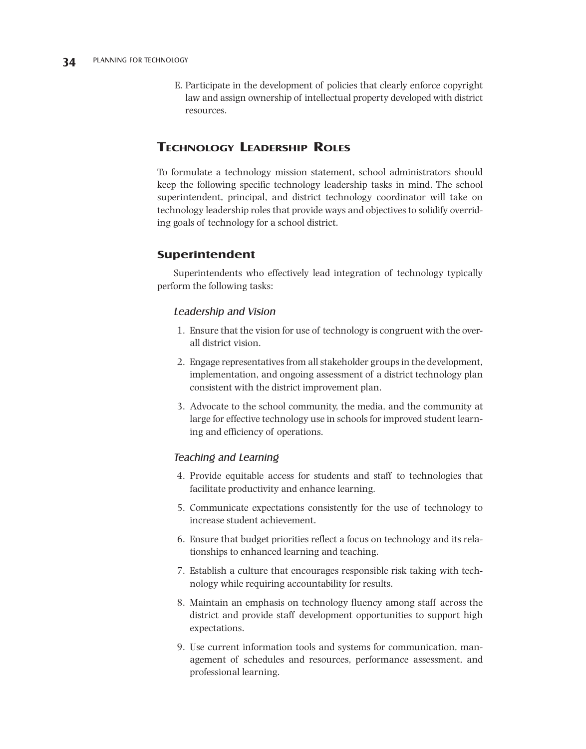E. Participate in the development of policies that clearly enforce copyright law and assign ownership of intellectual property developed with district resources.

## Technology Leadership Roles

To formulate a technology mission statement, school administrators should keep the following specific technology leadership tasks in mind. The school superintendent, principal, and district technology coordinator will take on technology leadership roles that provide ways and objectives to solidify overriding goals of technology for a school district.

### Superintendent

Superintendents who effectively lead integration of technology typically perform the following tasks:

#### *Leadership and Vision*

1. Ensure that the vision for use of technology is congruent with the overall district vision.
2. Engage representatives from all stakeholder groups in the development, implementation, and ongoing assessment of a district technology plan consistent with the district improvement plan.
3. Advocate to the school community, the media, and the community at large for effective technology use in schools for improved student learning and efficiency of operations.

#### *Teaching and Learning*

4. Provide equitable access for students and staff to technologies that facilitate productivity and enhance learning.
5. Communicate expectations consistently for the use of technology to increase student achievement.
6. Ensure that budget priorities reflect a focus on technology and its relationships to enhanced learning and teaching.
7. Establish a culture that encourages responsible risk taking with technology while requiring accountability for results.
8. Maintain an emphasis on technology fluency among staff across the district and provide staff development opportunities to support high expectations.
9. Use current information tools and systems for communication, management of schedules and resources, performance assessment, and professional learning.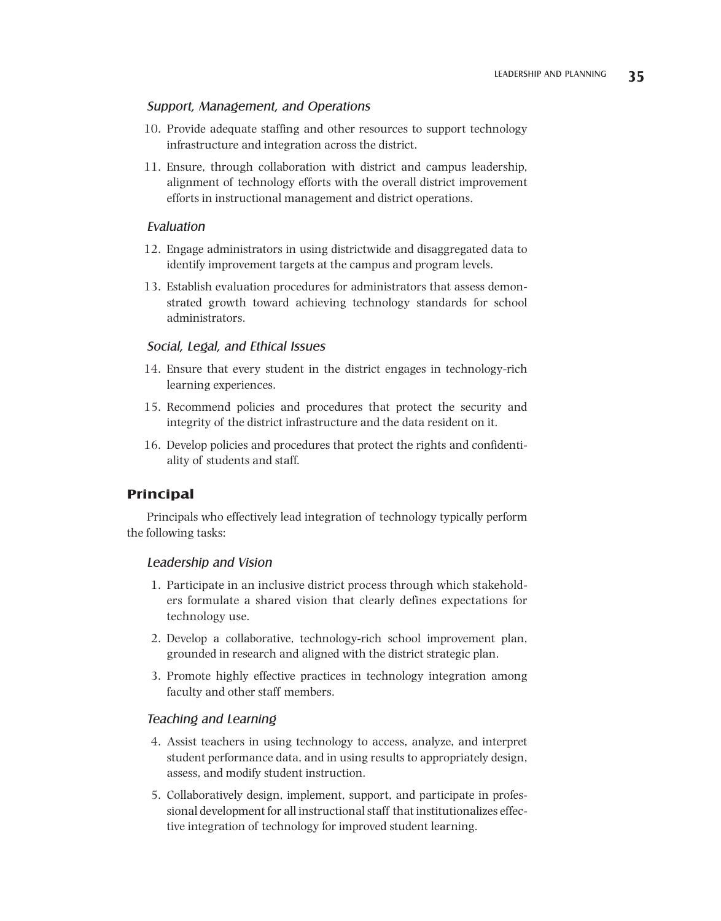*Support, Management, and Operations*

10. Provide adequate staffing and other resources to support technology infrastructure and integration across the district.
11. Ensure, through collaboration with district and campus leadership, alignment of technology efforts with the overall district improvement efforts in instructional management and district operations.

*Evaluation*

12. Engage administrators in using districtwide and disaggregated data to identify improvement targets at the campus and program levels.
13. Establish evaluation procedures for administrators that assess demonstrated growth toward achieving technology standards for school administrators.

*Social, Legal, and Ethical Issues*

14. Ensure that every student in the district engages in technology-rich learning experiences.
15. Recommend policies and procedures that protect the security and integrity of the district infrastructure and the data resident on it.
16. Develop policies and procedures that protect the rights and confidentiality of students and staff.

## Principal

Principals who effectively lead integration of technology typically perform the following tasks:

*Leadership and Vision*

1. Participate in an inclusive district process through which stakeholders formulate a shared vision that clearly defines expectations for technology use.
2. Develop a collaborative, technology-rich school improvement plan, grounded in research and aligned with the district strategic plan.
3. Promote highly effective practices in technology integration among faculty and other staff members.

*Teaching and Learning*

4. Assist teachers in using technology to access, analyze, and interpret student performance data, and in using results to appropriately design, assess, and modify student instruction.
5. Collaboratively design, implement, support, and participate in professional development for all instructional staff that institutionalizes effective integration of technology for improved student learning.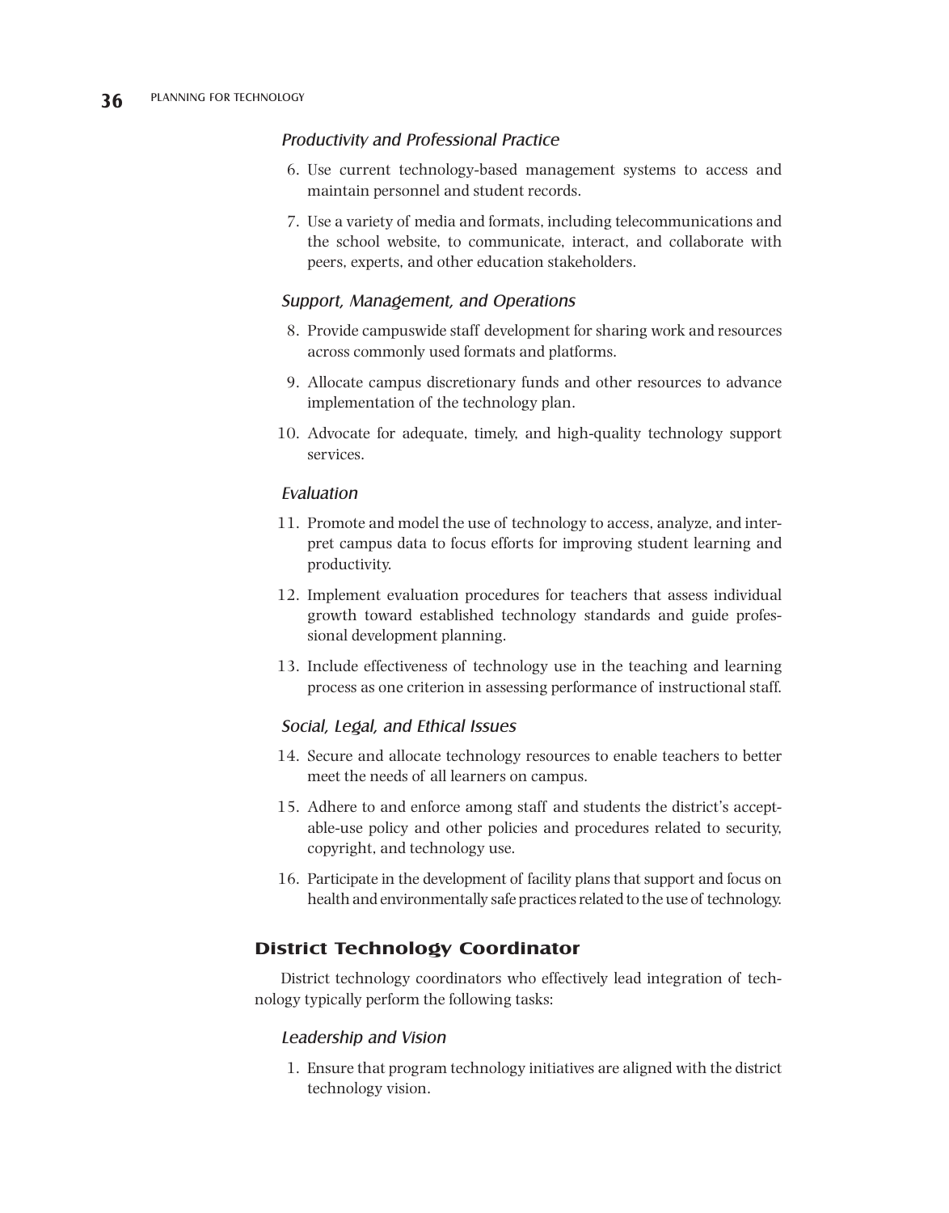### *Productivity and Professional Practice*

6. Use current technology-based management systems to access and maintain personnel and student records.
7. Use a variety of media and formats, including telecommunications and the school website, to communicate, interact, and collaborate with peers, experts, and other education stakeholders.

### *Support, Management, and Operations*

8. Provide campuswide staff development for sharing work and resources across commonly used formats and platforms.
9. Allocate campus discretionary funds and other resources to advance implementation of the technology plan.
10. Advocate for adequate, timely, and high-quality technology support services.

### *Evaluation*

11. Promote and model the use of technology to access, analyze, and interpret campus data to focus efforts for improving student learning and productivity.
12. Implement evaluation procedures for teachers that assess individual growth toward established technology standards and guide professional development planning.
13. Include effectiveness of technology use in the teaching and learning process as one criterion in assessing performance of instructional staff.

### *Social, Legal, and Ethical Issues*

14. Secure and allocate technology resources to enable teachers to better meet the needs of all learners on campus.
15. Adhere to and enforce among staff and students the district's acceptable-use policy and other policies and procedures related to security, copyright, and technology use.
16. Participate in the development of facility plans that support and focus on health and environmentally safe practices related to the use of technology.

## District Technology Coordinator

District technology coordinators who effectively lead integration of technology typically perform the following tasks:

### *Leadership and Vision*

1. Ensure that program technology initiatives are aligned with the district technology vision.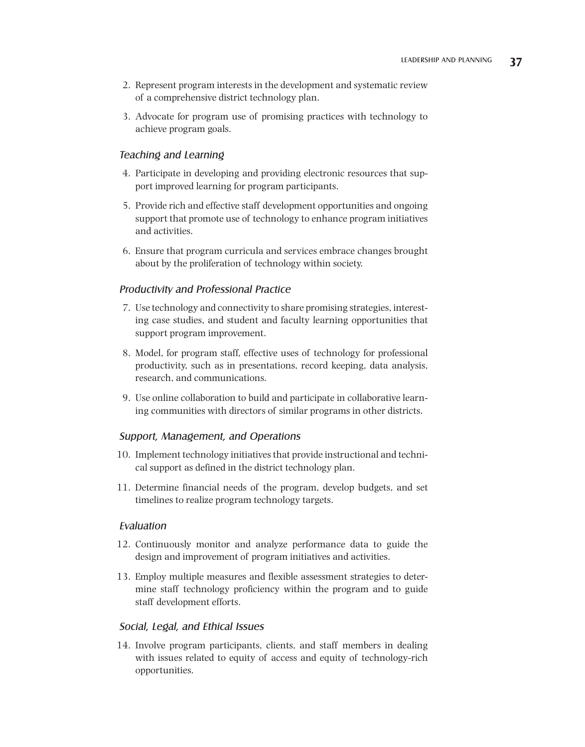2. Represent program interests in the development and systematic review of a comprehensive district technology plan.
3. Advocate for program use of promising practices with technology to achieve program goals.

### *Teaching and Learning*

4. Participate in developing and providing electronic resources that support improved learning for program participants.
5. Provide rich and effective staff development opportunities and ongoing support that promote use of technology to enhance program initiatives and activities.
6. Ensure that program curricula and services embrace changes brought about by the proliferation of technology within society.

### *Productivity and Professional Practice*

7. Use technology and connectivity to share promising strategies, interesting case studies, and student and faculty learning opportunities that support program improvement.
8. Model, for program staff, effective uses of technology for professional productivity, such as in presentations, record keeping, data analysis, research, and communications.
9. Use online collaboration to build and participate in collaborative learning communities with directors of similar programs in other districts.

### *Support, Management, and Operations*

10. Implement technology initiatives that provide instructional and technical support as defined in the district technology plan.
11. Determine financial needs of the program, develop budgets, and set timelines to realize program technology targets.

### *Evaluation*

12. Continuously monitor and analyze performance data to guide the design and improvement of program initiatives and activities.
13. Employ multiple measures and flexible assessment strategies to determine staff technology proficiency within the program and to guide staff development efforts.

### *Social, Legal, and Ethical Issues*

14. Involve program participants, clients, and staff members in dealing with issues related to equity of access and equity of technology-rich opportunities.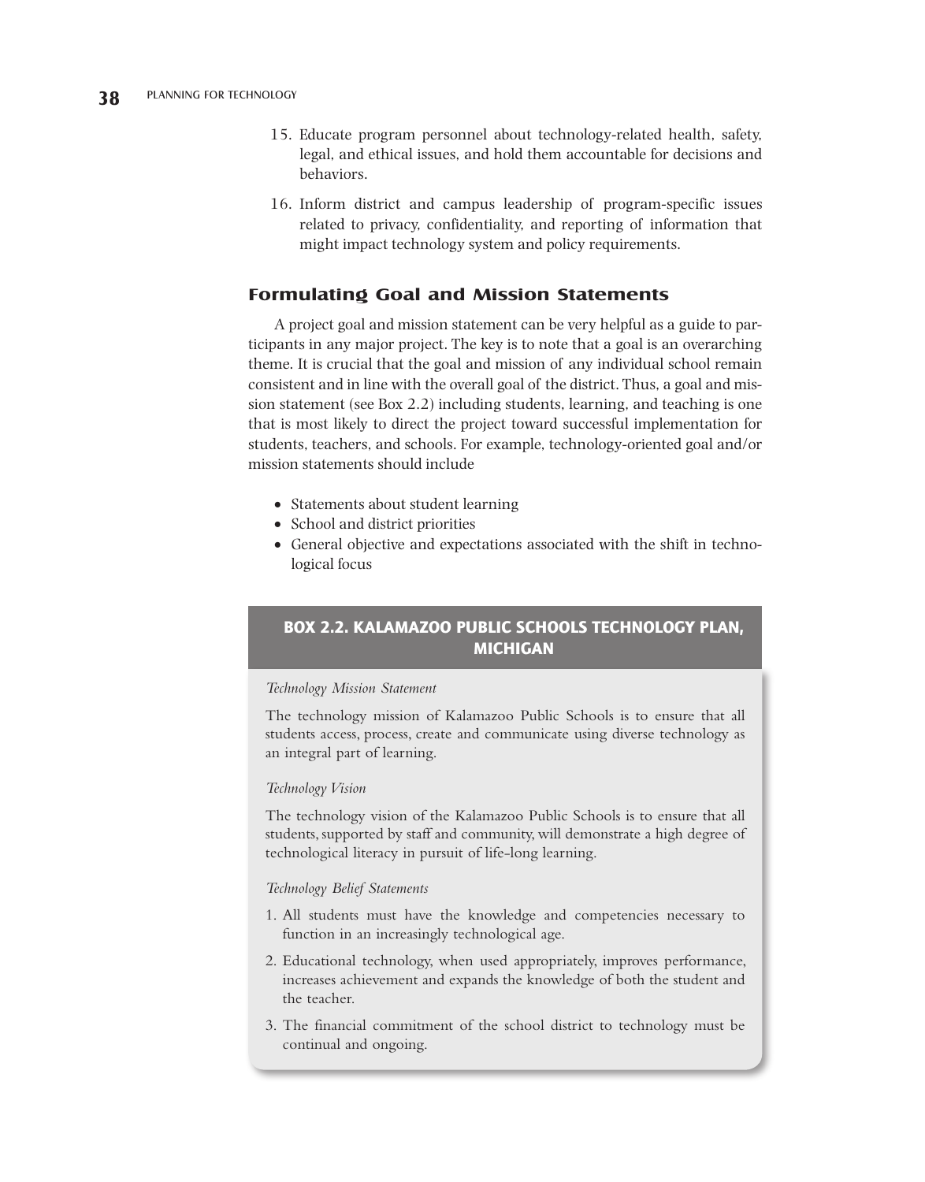15. Educate program personnel about technology-related health, safety, legal, and ethical issues, and hold them accountable for decisions and behaviors.

16. Inform district and campus leadership of program-specific issues related to privacy, confidentiality, and reporting of information that might impact technology system and policy requirements.

## Formulating Goal and Mission Statements

A project goal and mission statement can be very helpful as a guide to participants in any major project. The key is to note that a goal is an overarching theme. It is crucial that the goal and mission of any individual school remain consistent and in line with the overall goal of the district. Thus, a goal and mission statement (see Box 2.2) including students, learning, and teaching is one that is most likely to direct the project toward successful implementation for students, teachers, and schools. For example, technology-oriented goal and/or mission statements should include

- Statements about student learning
- School and district priorities
- General objective and expectations associated with the shift in technological focus

### BOX 2.2. KALAMAZOO PUBLIC SCHOOLS TECHNOLOGY PLAN, MICHIGAN

*Technology Mission Statement*

The technology mission of Kalamazoo Public Schools is to ensure that all students access, process, create and communicate using diverse technology as an integral part of learning.

*Technology Vision*

The technology vision of the Kalamazoo Public Schools is to ensure that all students, supported by staff and community, will demonstrate a high degree of technological literacy in pursuit of life-long learning.

*Technology Belief Statements*

1. All students must have the knowledge and competencies necessary to function in an increasingly technological age.
2. Educational technology, when used appropriately, improves performance, increases achievement and expands the knowledge of both the student and the teacher.
3. The financial commitment of the school district to technology must be continual and ongoing.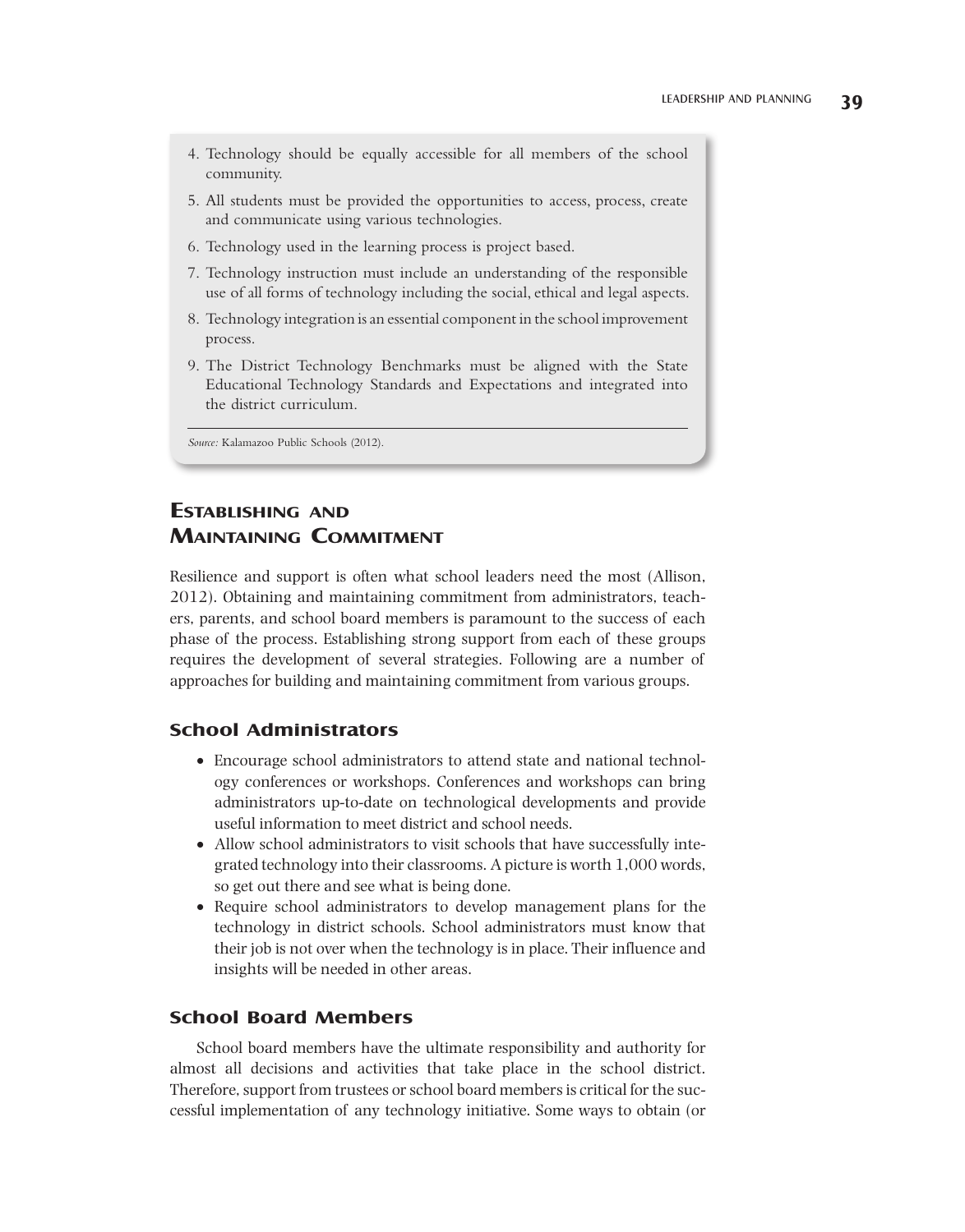4. Technology should be equally accessible for all members of the school community.
5. All students must be provided the opportunities to access, process, create and communicate using various technologies.
6. Technology used in the learning process is project based.
7. Technology instruction must include an understanding of the responsible use of all forms of technology including the social, ethical and legal aspects.
8. Technology integration is an essential component in the school improvement process.
9. The District Technology Benchmarks must be aligned with the State Educational Technology Standards and Expectations and integrated into the district curriculum.

*Source:* Kalamazoo Public Schools (2012).

## Establishing and Maintaining Commitment

Resilience and support is often what school leaders need the most (Allison, 2012). Obtaining and maintaining commitment from administrators, teachers, parents, and school board members is paramount to the success of each phase of the process. Establishing strong support from each of these groups requires the development of several strategies. Following are a number of approaches for building and maintaining commitment from various groups.

### School Administrators

- Encourage school administrators to attend state and national technology conferences or workshops. Conferences and workshops can bring administrators up-to-date on technological developments and provide useful information to meet district and school needs.
- Allow school administrators to visit schools that have successfully integrated technology into their classrooms. A picture is worth 1,000 words, so get out there and see what is being done.
- Require school administrators to develop management plans for the technology in district schools. School administrators must know that their job is not over when the technology is in place. Their influence and insights will be needed in other areas.

### School Board Members

School board members have the ultimate responsibility and authority for almost all decisions and activities that take place in the school district. Therefore, support from trustees or school board members is critical for the successful implementation of any technology initiative. Some ways to obtain (or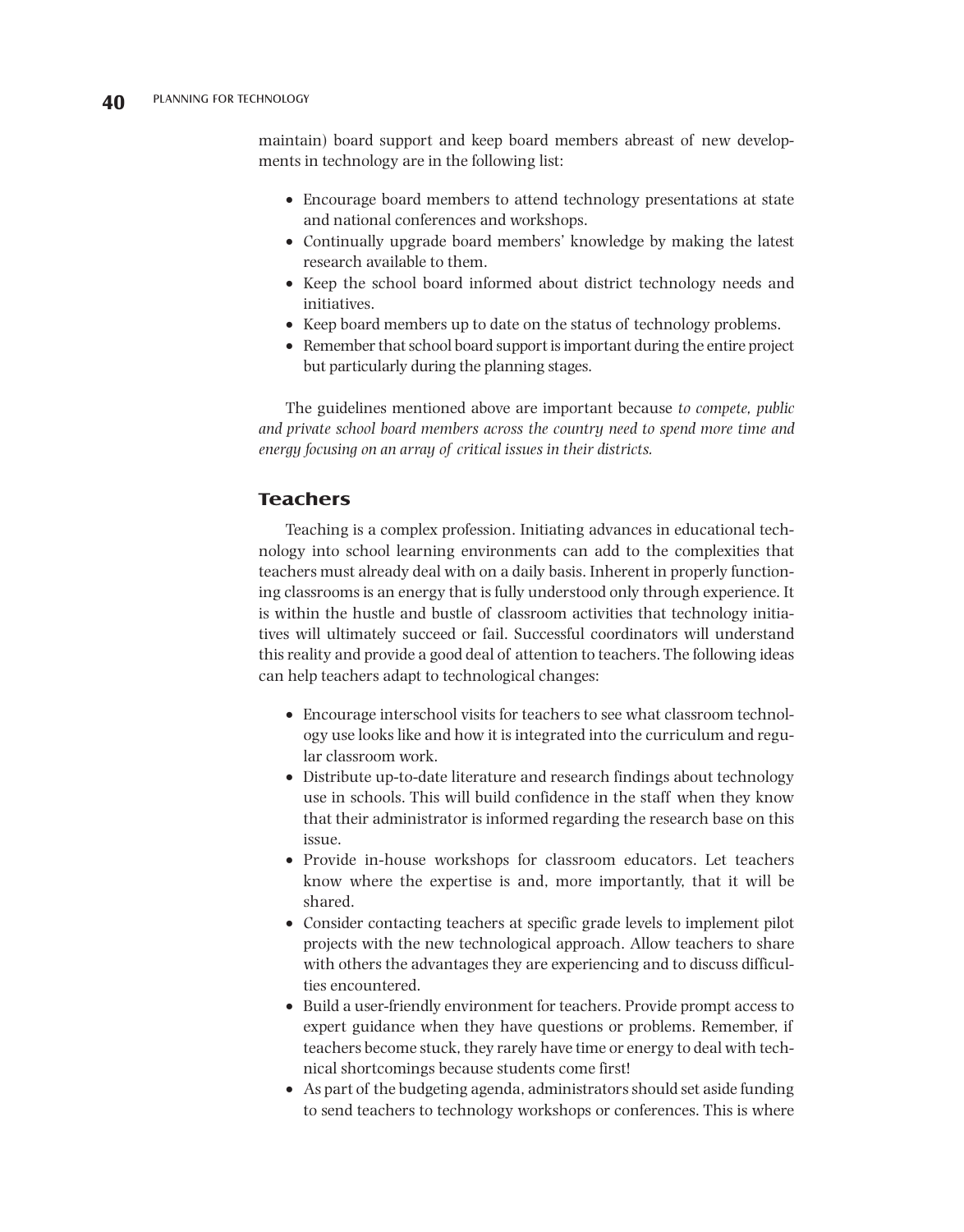maintain) board support and keep board members abreast of new developments in technology are in the following list:

- Encourage board members to attend technology presentations at state and national conferences and workshops.
- Continually upgrade board members' knowledge by making the latest research available to them.
- Keep the school board informed about district technology needs and initiatives.
- Keep board members up to date on the status of technology problems.
- Remember that school board support is important during the entire project but particularly during the planning stages.

The guidelines mentioned above are important because *to compete, public and private school board members across the country need to spend more time and energy focusing on an array of critical issues in their districts.*

### Teachers

Teaching is a complex profession. Initiating advances in educational technology into school learning environments can add to the complexities that teachers must already deal with on a daily basis. Inherent in properly functioning classrooms is an energy that is fully understood only through experience. It is within the hustle and bustle of classroom activities that technology initiatives will ultimately succeed or fail. Successful coordinators will understand this reality and provide a good deal of attention to teachers. The following ideas can help teachers adapt to technological changes:

- Encourage interschool visits for teachers to see what classroom technology use looks like and how it is integrated into the curriculum and regular classroom work.
- Distribute up-to-date literature and research findings about technology use in schools. This will build confidence in the staff when they know that their administrator is informed regarding the research base on this issue.
- Provide in-house workshops for classroom educators. Let teachers know where the expertise is and, more importantly, that it will be shared.
- Consider contacting teachers at specific grade levels to implement pilot projects with the new technological approach. Allow teachers to share with others the advantages they are experiencing and to discuss difficulties encountered.
- Build a user-friendly environment for teachers. Provide prompt access to expert guidance when they have questions or problems. Remember, if teachers become stuck, they rarely have time or energy to deal with technical shortcomings because students come first!
- As part of the budgeting agenda, administrators should set aside funding to send teachers to technology workshops or conferences. This is where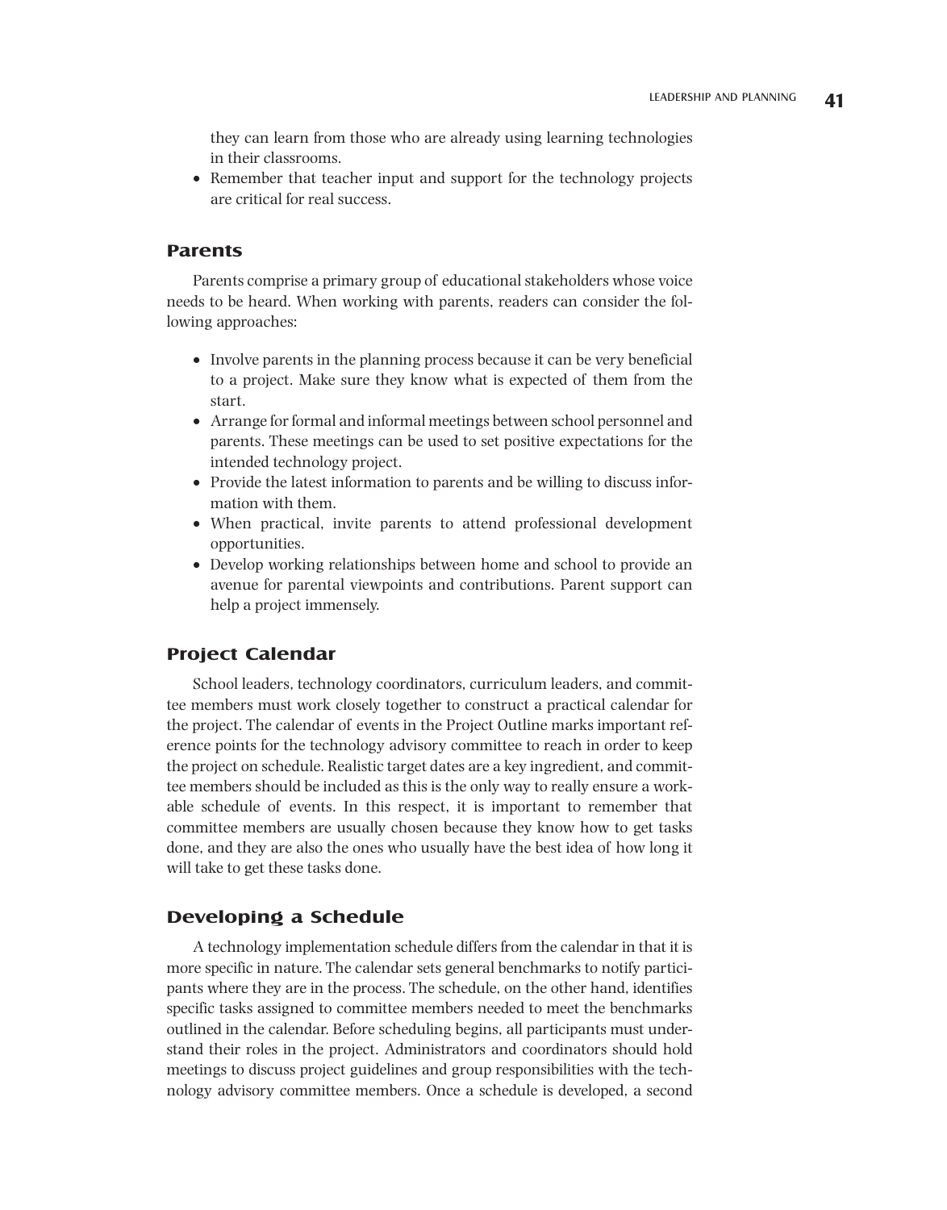they can learn from those who are already using learning technologies in their classrooms.

- Remember that teacher input and support for the technology projects are critical for real success.

## Parents

Parents comprise a primary group of educational stakeholders whose voice needs to be heard. When working with parents, readers can consider the following approaches:

- Involve parents in the planning process because it can be very beneficial to a project. Make sure they know what is expected of them from the start.
- Arrange for formal and informal meetings between school personnel and parents. These meetings can be used to set positive expectations for the intended technology project.
- Provide the latest information to parents and be willing to discuss information with them.
- When practical, invite parents to attend professional development opportunities.
- Develop working relationships between home and school to provide an avenue for parental viewpoints and contributions. Parent support can help a project immensely.

## Project Calendar

School leaders, technology coordinators, curriculum leaders, and committee members must work closely together to construct a practical calendar for the project. The calendar of events in the Project Outline marks important reference points for the technology advisory committee to reach in order to keep the project on schedule. Realistic target dates are a key ingredient, and committee members should be included as this is the only way to really ensure a workable schedule of events. In this respect, it is important to remember that committee members are usually chosen because they know how to get tasks done, and they are also the ones who usually have the best idea of how long it will take to get these tasks done.

## Developing a Schedule

A technology implementation schedule differs from the calendar in that it is more specific in nature. The calendar sets general benchmarks to notify participants where they are in the process. The schedule, on the other hand, identifies specific tasks assigned to committee members needed to meet the benchmarks outlined in the calendar. Before scheduling begins, all participants must understand their roles in the project. Administrators and coordinators should hold meetings to discuss project guidelines and group responsibilities with the technology advisory committee members. Once a schedule is developed, a second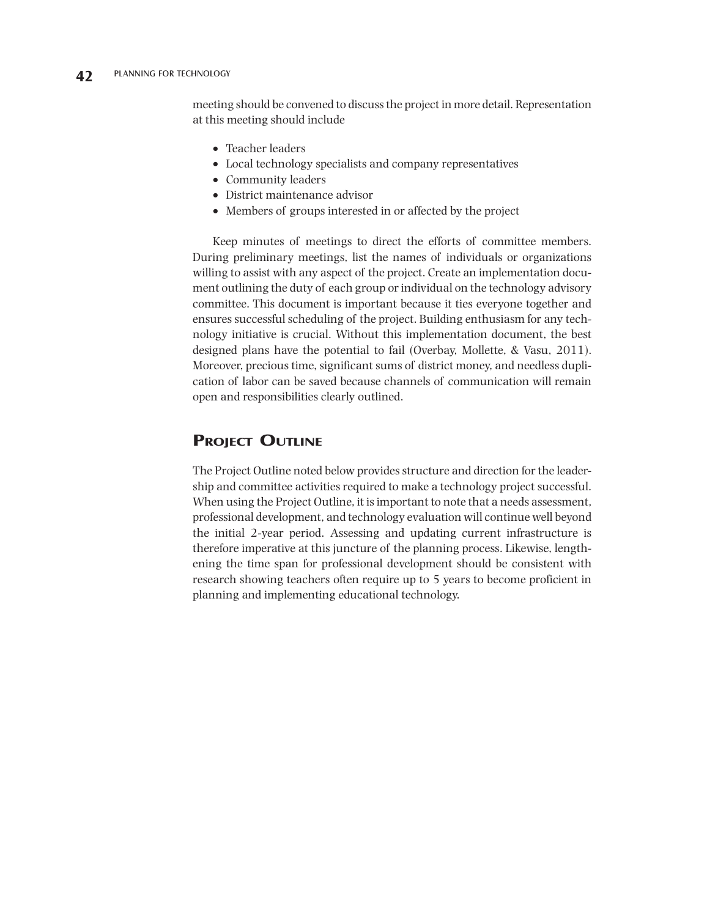meeting should be convened to discuss the project in more detail. Representation at this meeting should include

- Teacher leaders
- Local technology specialists and company representatives
- Community leaders
- District maintenance advisor
- Members of groups interested in or affected by the project

Keep minutes of meetings to direct the efforts of committee members. During preliminary meetings, list the names of individuals or organizations willing to assist with any aspect of the project. Create an implementation document outlining the duty of each group or individual on the technology advisory committee. This document is important because it ties everyone together and ensures successful scheduling of the project. Building enthusiasm for any technology initiative is crucial. Without this implementation document, the best designed plans have the potential to fail (Overbay, Mollette, & Vasu, 2011). Moreover, precious time, significant sums of district money, and needless duplication of labor can be saved because channels of communication will remain open and responsibilities clearly outlined.

## Project Outline

The Project Outline noted below provides structure and direction for the leadership and committee activities required to make a technology project successful. When using the Project Outline, it is important to note that a needs assessment, professional development, and technology evaluation will continue well beyond the initial 2-year period. Assessing and updating current infrastructure is therefore imperative at this juncture of the planning process. Likewise, lengthening the time span for professional development should be consistent with research showing teachers often require up to 5 years to become proficient in planning and implementing educational technology.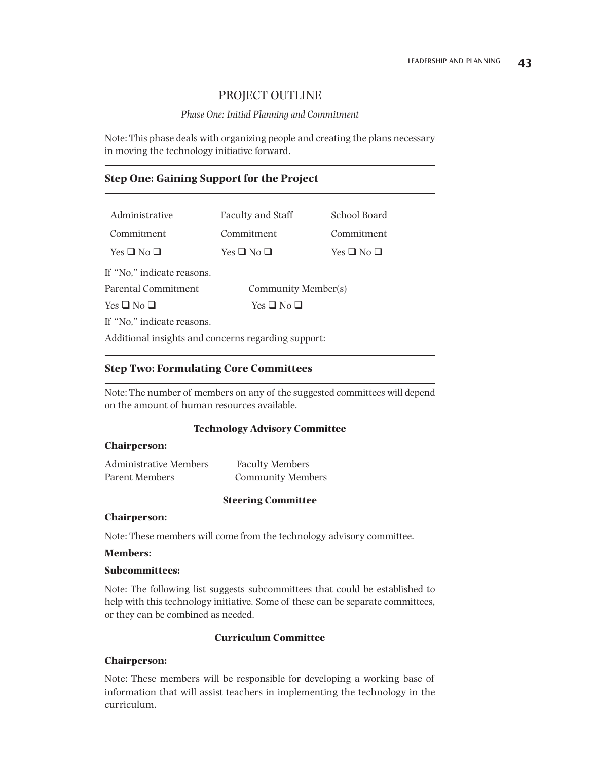# PROJECT OUTLINE

*Phase One: Initial Planning and Commitment*

Note: This phase deals with organizing people and creating the plans necessary in moving the technology initiative forward.

## Step One: Gaining Support for the Project

| Administrative Commitment | Faculty and Staff Commitment | School Board Commitment |
|---|---|---|
| Yes ❑ No ❑ | Yes ❑ No ❑ | Yes ❑ No ❑ |

If "No," indicate reasons.

| Parental Commitment | Community Member(s) |
|---|---|
| Yes ❑ No ❑ | Yes ❑ No ❑ |

If "No," indicate reasons.

Additional insights and concerns regarding support:

## Step Two: Formulating Core Committees

Note: The number of members on any of the suggested committees will depend on the amount of human resources available.

### Technology Advisory Committee

**Chairperson:**

Administrative Members  Faculty Members
Parent Members  Community Members

### Steering Committee

**Chairperson:**

Note: These members will come from the technology advisory committee.

**Members:**

**Subcommittees:**

Note: The following list suggests subcommittees that could be established to help with this technology initiative. Some of these can be separate committees, or they can be combined as needed.

### Curriculum Committee

**Chairperson:**

Note: These members will be responsible for developing a working base of information that will assist teachers in implementing the technology in the curriculum.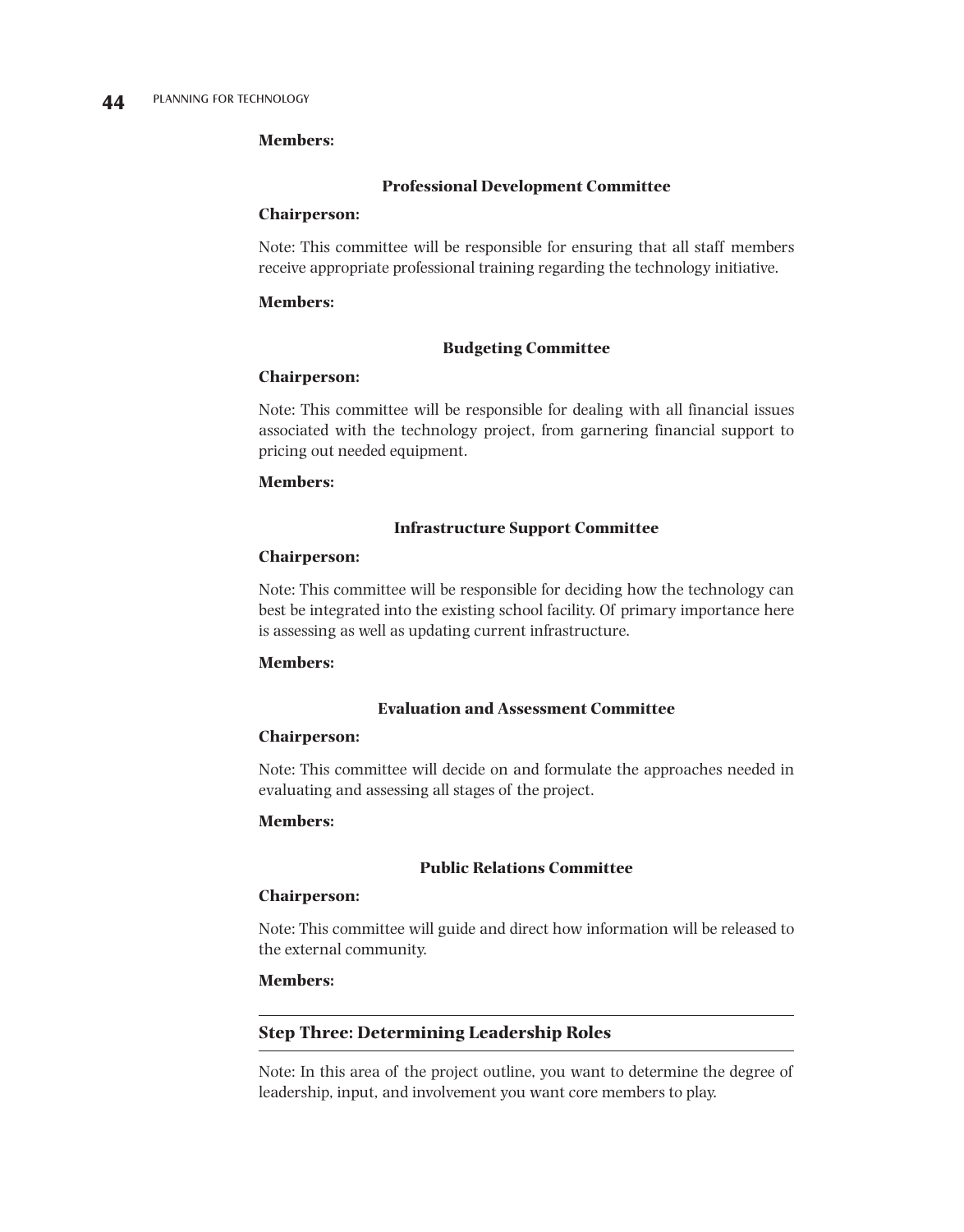**Members:**

**Professional Development Committee**

**Chairperson:**

Note: This committee will be responsible for ensuring that all staff members receive appropriate professional training regarding the technology initiative.

**Members:**

**Budgeting Committee**

**Chairperson:**

Note: This committee will be responsible for dealing with all financial issues associated with the technology project, from garnering financial support to pricing out needed equipment.

**Members:**

**Infrastructure Support Committee**

**Chairperson:**

Note: This committee will be responsible for deciding how the technology can best be integrated into the existing school facility. Of primary importance here is assessing as well as updating current infrastructure.

**Members:**

**Evaluation and Assessment Committee**

**Chairperson:**

Note: This committee will decide on and formulate the approaches needed in evaluating and assessing all stages of the project.

**Members:**

**Public Relations Committee**

**Chairperson:**

Note: This committee will guide and direct how information will be released to the external community.

**Members:**

## Step Three: Determining Leadership Roles

Note: In this area of the project outline, you want to determine the degree of leadership, input, and involvement you want core members to play.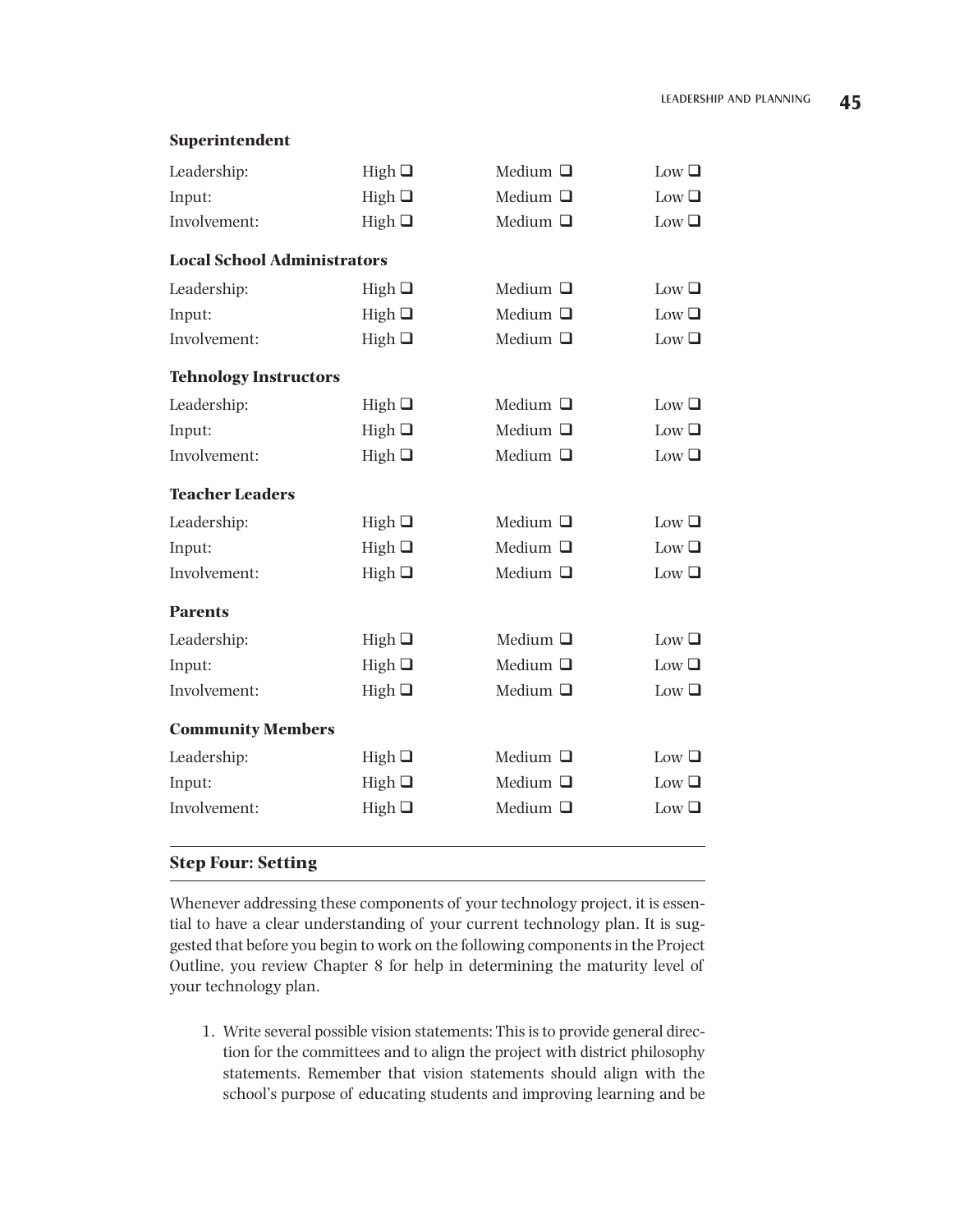**Superintendent**

| | | | |
|---|---|---|---|
| Leadership: | High ❑ | Medium ❑ | Low ❑ |
| Input: | High ❑ | Medium ❑ | Low ❑ |
| Involvement: | High ❑ | Medium ❑ | Low ❑ |

**Local School Administrators**

| | | | |
|---|---|---|---|
| Leadership: | High ❑ | Medium ❑ | Low ❑ |
| Input: | High ❑ | Medium ❑ | Low ❑ |
| Involvement: | High ❑ | Medium ❑ | Low ❑ |

**Tehnology Instructors**

| | | | |
|---|---|---|---|
| Leadership: | High ❑ | Medium ❑ | Low ❑ |
| Input: | High ❑ | Medium ❑ | Low ❑ |
| Involvement: | High ❑ | Medium ❑ | Low ❑ |

**Teacher Leaders**

| | | | |
|---|---|---|---|
| Leadership: | High ❑ | Medium ❑ | Low ❑ |
| Input: | High ❑ | Medium ❑ | Low ❑ |
| Involvement: | High ❑ | Medium ❑ | Low ❑ |

**Parents**

| | | | |
|---|---|---|---|
| Leadership: | High ❑ | Medium ❑ | Low ❑ |
| Input: | High ❑ | Medium ❑ | Low ❑ |
| Involvement: | High ❑ | Medium ❑ | Low ❑ |

**Community Members**

| | | | |
|---|---|---|---|
| Leadership: | High ❑ | Medium ❑ | Low ❑ |
| Input: | High ❑ | Medium ❑ | Low ❑ |
| Involvement: | High ❑ | Medium ❑ | Low ❑ |

## Step Four: Setting

Whenever addressing these components of your technology project, it is essential to have a clear understanding of your current technology plan. It is suggested that before you begin to work on the following components in the Project Outline, you review Chapter 8 for help in determining the maturity level of your technology plan.

1. Write several possible vision statements: This is to provide general direction for the committees and to align the project with district philosophy statements. Remember that vision statements should align with the school's purpose of educating students and improving learning and be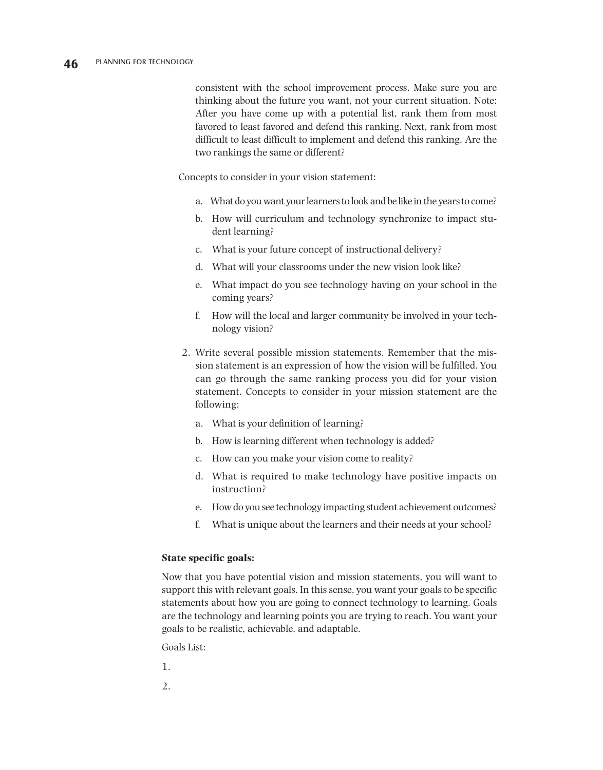consistent with the school improvement process. Make sure you are thinking about the future you want, not your current situation. Note: After you have come up with a potential list, rank them from most favored to least favored and defend this ranking. Next, rank from most difficult to least difficult to implement and defend this ranking. Are the two rankings the same or different?

Concepts to consider in your vision statement:

a. What do you want your learners to look and be like in the years to come?
b. How will curriculum and technology synchronize to impact student learning?
c. What is your future concept of instructional delivery?
d. What will your classrooms under the new vision look like?
e. What impact do you see technology having on your school in the coming years?
f. How will the local and larger community be involved in your technology vision?

2. Write several possible mission statements. Remember that the mission statement is an expression of how the vision will be fulfilled. You can go through the same ranking process you did for your vision statement. Concepts to consider in your mission statement are the following:

   a. What is your definition of learning?
   b. How is learning different when technology is added?
   c. How can you make your vision come to reality?
   d. What is required to make technology have positive impacts on instruction?
   e. How do you see technology impacting student achievement outcomes?
   f. What is unique about the learners and their needs at your school?

**State specific goals:**

Now that you have potential vision and mission statements, you will want to support this with relevant goals. In this sense, you want your goals to be specific statements about how you are going to connect technology to learning. Goals are the technology and learning points you are trying to reach. You want your goals to be realistic, achievable, and adaptable.

Goals List:

1.

2.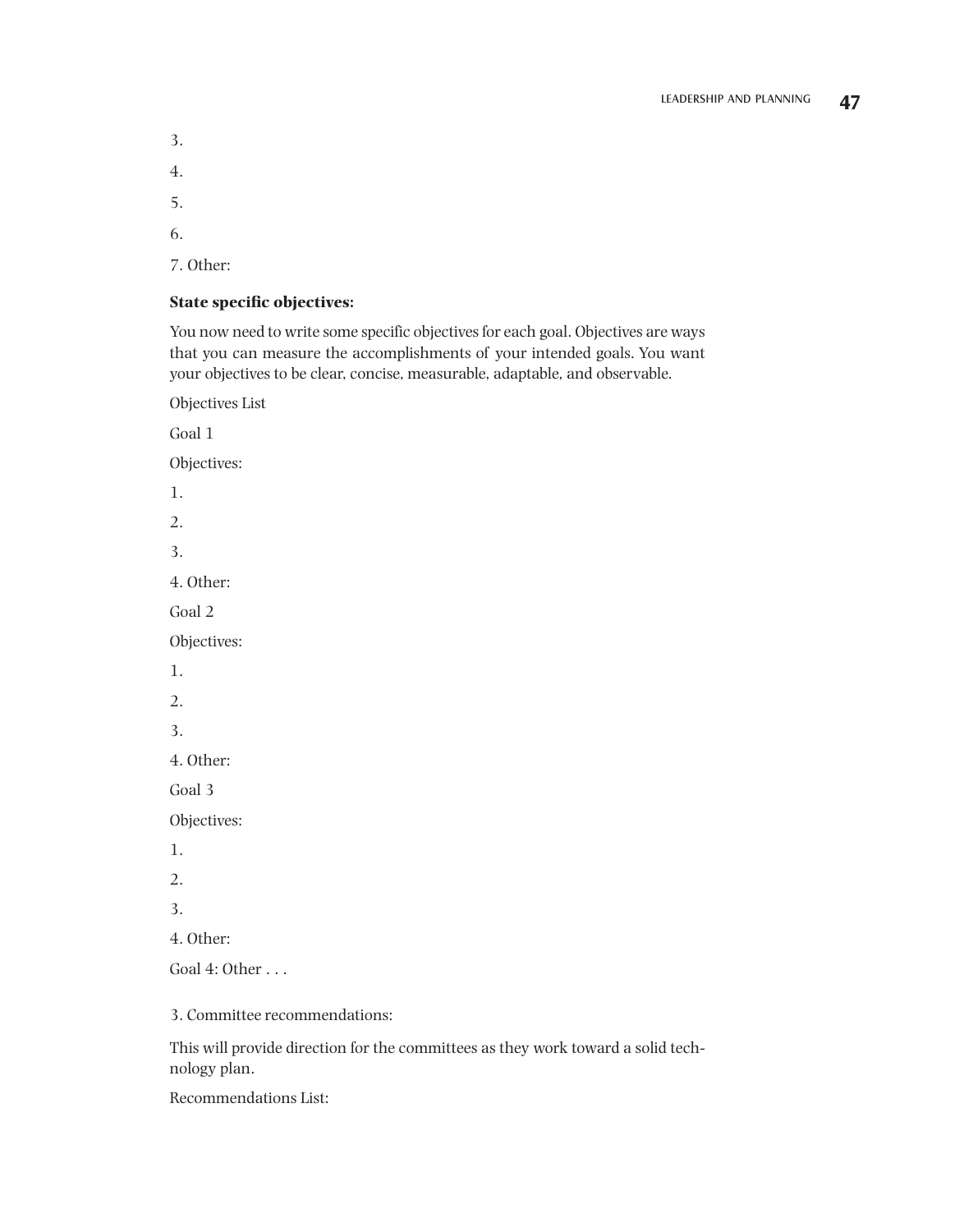3.

4.

5.

6.

7. Other:

**State specific objectives:**

You now need to write some specific objectives for each goal. Objectives are ways that you can measure the accomplishments of your intended goals. You want your objectives to be clear, concise, measurable, adaptable, and observable.

Objectives List

Goal 1

Objectives:

1.

2.

3.

4. Other:

Goal 2

Objectives:

1.

2.

3.

4. Other:

Goal 3

Objectives:

1.

2.

3.

4. Other:

Goal 4: Other . . .

3. Committee recommendations:

This will provide direction for the committees as they work toward a solid technology plan.

Recommendations List: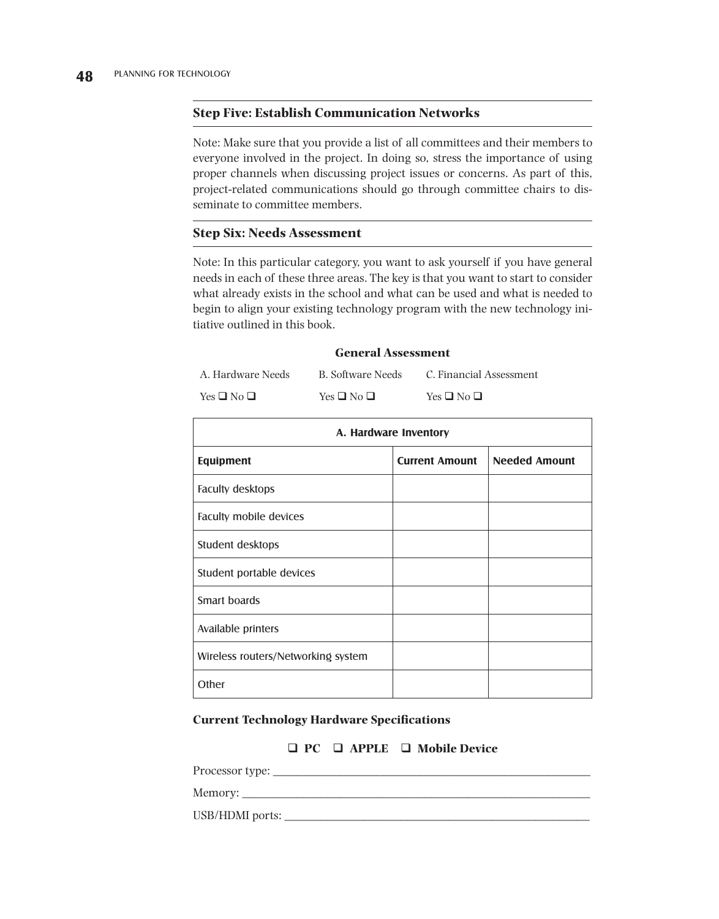## Step Five: Establish Communication Networks

Note: Make sure that you provide a list of all committees and their members to everyone involved in the project. In doing so, stress the importance of using proper channels when discussing project issues or concerns. As part of this, project-related communications should go through committee chairs to disseminate to committee members.

## Step Six: Needs Assessment

Note: In this particular category, you want to ask yourself if you have general needs in each of these three areas. The key is that you want to start to consider what already exists in the school and what can be used and what is needed to begin to align your existing technology program with the new technology initiative outlined in this book.

**General Assessment**

| A. Hardware Needs | B. Software Needs | C. Financial Assessment |
| --- | --- | --- |
| Yes ❑ No ❑ | Yes ❑ No ❑ | Yes ❑ No ❑ |

| A. Hardware Inventory | | |
| --- | --- | --- |
| **Equipment** | **Current Amount** | **Needed Amount** |
| Faculty desktops | | |
| Faculty mobile devices | | |
| Student desktops | | |
| Student portable devices | | |
| Smart boards | | |
| Available printers | | |
| Wireless routers/Networking system | | |
| Other | | |

**Current Technology Hardware Specifications**

❑ **PC** ❑ **APPLE** ❑ **Mobile Device**

Processor type: ____________________________________________

Memory: ________________________________________________

USB/HDMI ports: __________________________________________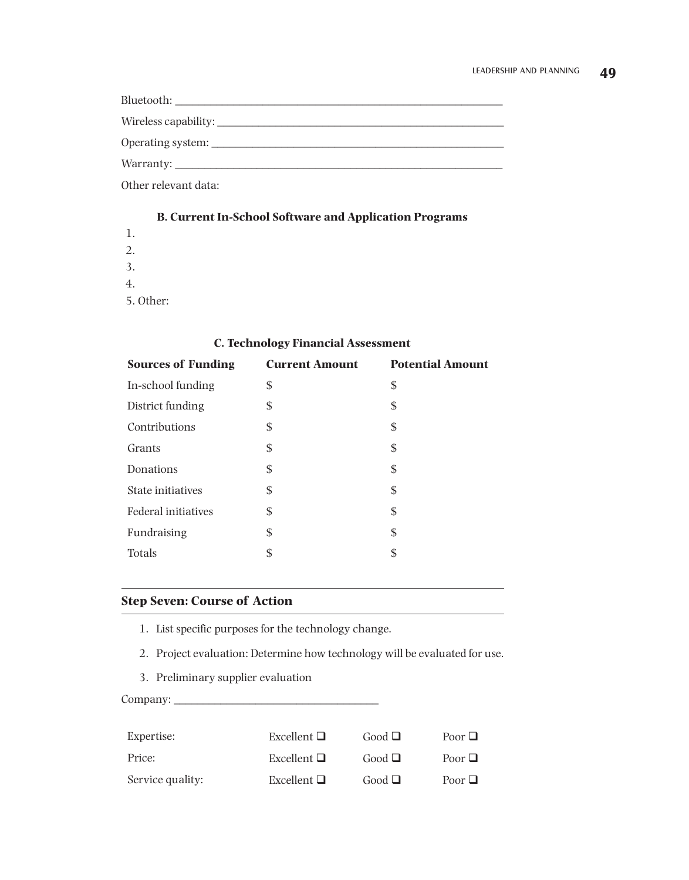Bluetooth: ___________________________________________________________

Wireless capability: ___________________________________________________

Operating system: _____________________________________________________

Warranty: ___________________________________________________________

Other relevant data:

### B. Current In-School Software and Application Programs

1.
2.
3.
4.
5. Other:

### C. Technology Financial Assessment

| Sources of Funding | Current Amount | Potential Amount |
|---|---|---|
| In-school funding | $ | $ |
| District funding | $ | $ |
| Contributions | $ | $ |
| Grants | $ | $ |
| Donations | $ | $ |
| State initiatives | $ | $ |
| Federal initiatives | $ | $ |
| Fundraising | $ | $ |
| Totals | $ | $ |

## Step Seven: Course of Action

1. List specific purposes for the technology change.
2. Project evaluation: Determine how technology will be evaluated for use.
3. Preliminary supplier evaluation

Company: ___________________________________

| | | | |
|---|---|---|---|
| Expertise: | Excellent ❑ | Good ❑ | Poor ❑ |
| Price: | Excellent ❑ | Good ❑ | Poor ❑ |
| Service quality: | Excellent ❑ | Good ❑ | Poor ❑ |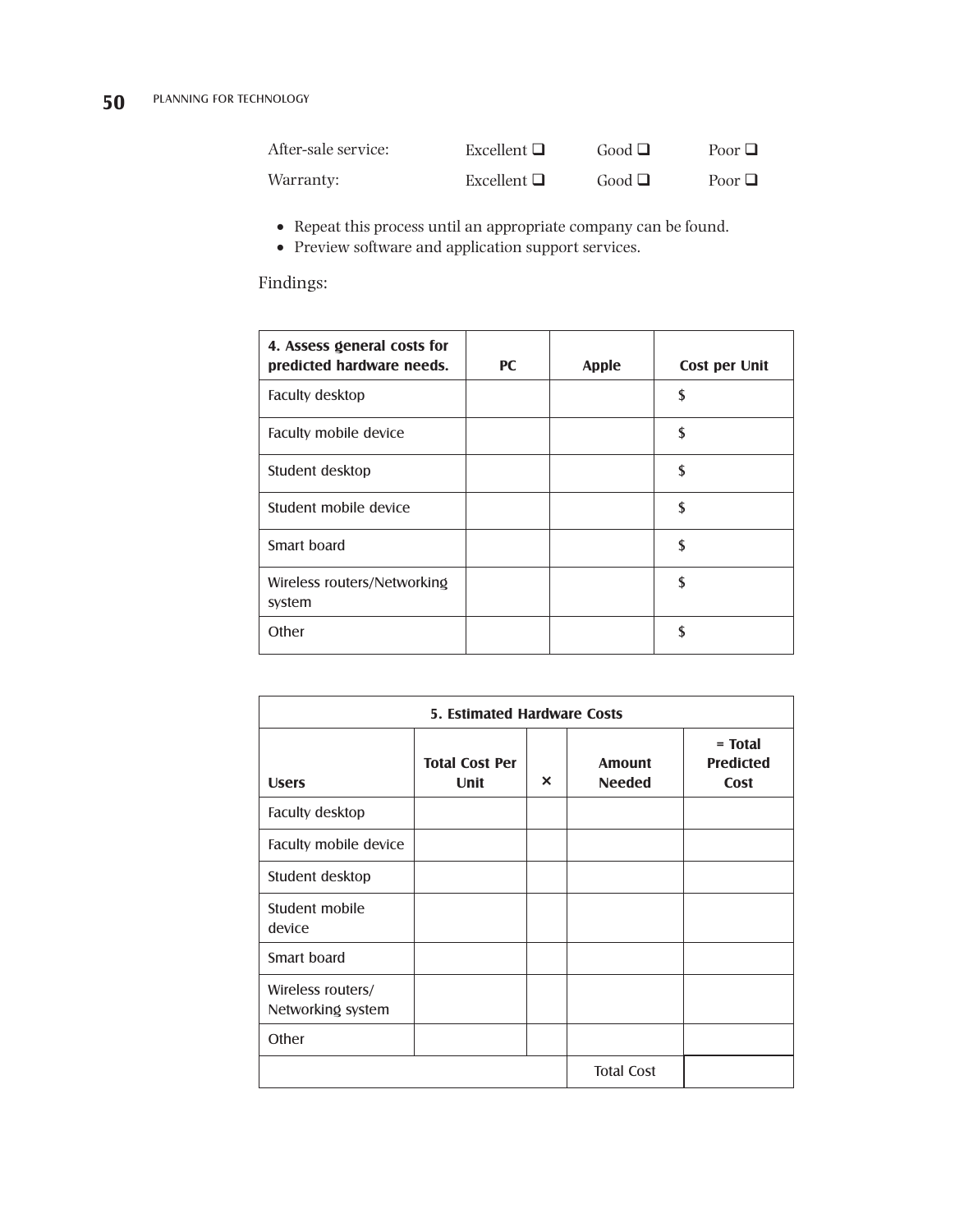| After-sale service: | Excellent ❑ | Good ❑ | Poor ❑ |
|---|---|---|---|
| Warranty: | Excellent ❑ | Good ❑ | Poor ❑ |

- Repeat this process until an appropriate company can be found.
- Preview software and application support services.

Findings:

| 4. Assess general costs for predicted hardware needs. | PC | Apple | Cost per Unit |
|---|---|---|---|
| Faculty desktop | | | $ |
| Faculty mobile device | | | $ |
| Student desktop | | | $ |
| Student mobile device | | | $ |
| Smart board | | | $ |
| Wireless routers/Networking system | | | $ |
| Other | | | $ |

| 5. Estimated Hardware Costs | | | | |
|---|---|---|---|---|
| Users | Total Cost Per Unit | × | Amount Needed | = Total Predicted Cost |
| Faculty desktop | | | | |
| Faculty mobile device | | | | |
| Student desktop | | | | |
| Student mobile device | | | | |
| Smart board | | | | |
| Wireless routers/ Networking system | | | | |
| Other | | | | |
| | | | Total Cost | |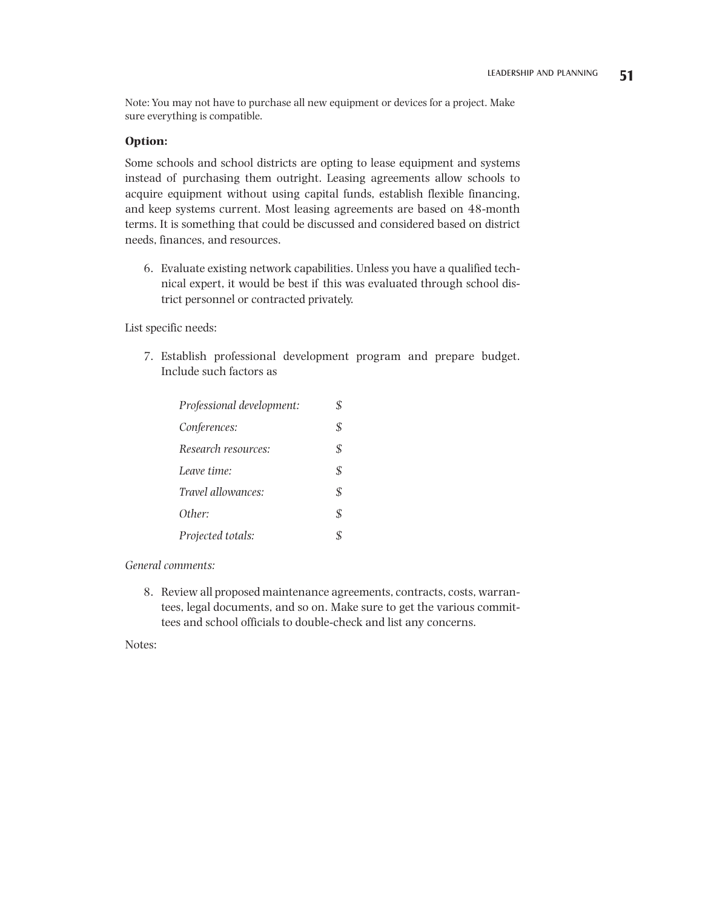Note: You may not have to purchase all new equipment or devices for a project. Make sure everything is compatible.

**Option:**

Some schools and school districts are opting to lease equipment and systems instead of purchasing them outright. Leasing agreements allow schools to acquire equipment without using capital funds, establish flexible financing, and keep systems current. Most leasing agreements are based on 48-month terms. It is something that could be discussed and considered based on district needs, finances, and resources.

6. Evaluate existing network capabilities. Unless you have a qualified technical expert, it would be best if this was evaluated through school district personnel or contracted privately.

List specific needs:

7. Establish professional development program and prepare budget. Include such factors as

| | |
|---|---|
| *Professional development:* | $ |
| *Conferences:* | $ |
| *Research resources:* | $ |
| *Leave time:* | $ |
| *Travel allowances:* | $ |
| *Other:* | $ |
| *Projected totals:* | $ |

*General comments:*

8. Review all proposed maintenance agreements, contracts, costs, warrantees, legal documents, and so on. Make sure to get the various committees and school officials to double-check and list any concerns.

Notes: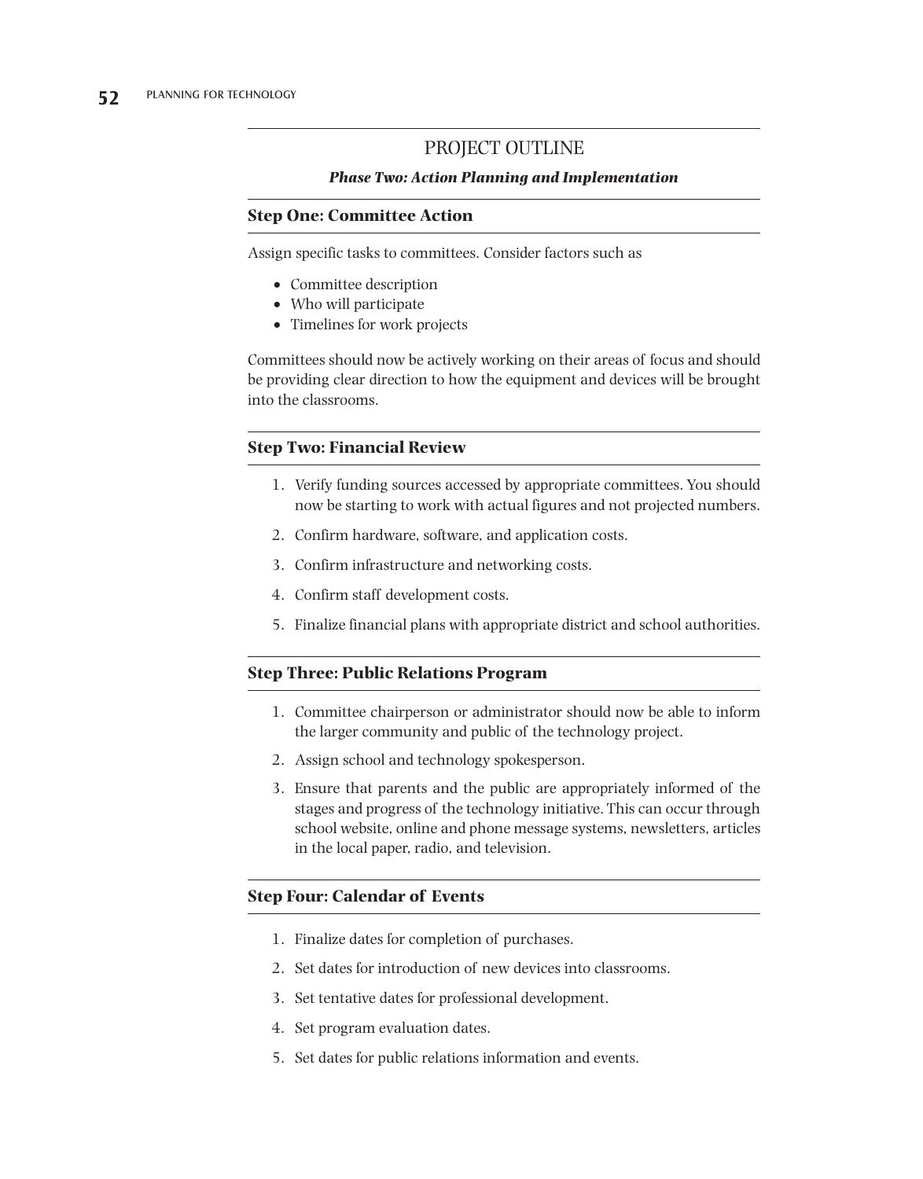## PROJECT OUTLINE

***Phase Two: Action Planning and Implementation***

### Step One: Committee Action

Assign specific tasks to committees. Consider factors such as

- Committee description
- Who will participate
- Timelines for work projects

Committees should now be actively working on their areas of focus and should be providing clear direction to how the equipment and devices will be brought into the classrooms.

### Step Two: Financial Review

1. Verify funding sources accessed by appropriate committees. You should now be starting to work with actual figures and not projected numbers.
2. Confirm hardware, software, and application costs.
3. Confirm infrastructure and networking costs.
4. Confirm staff development costs.
5. Finalize financial plans with appropriate district and school authorities.

### Step Three: Public Relations Program

1. Committee chairperson or administrator should now be able to inform the larger community and public of the technology project.
2. Assign school and technology spokesperson.
3. Ensure that parents and the public are appropriately informed of the stages and progress of the technology initiative. This can occur through school website, online and phone message systems, newsletters, articles in the local paper, radio, and television.

### Step Four: Calendar of Events

1. Finalize dates for completion of purchases.
2. Set dates for introduction of new devices into classrooms.
3. Set tentative dates for professional development.
4. Set program evaluation dates.
5. Set dates for public relations information and events.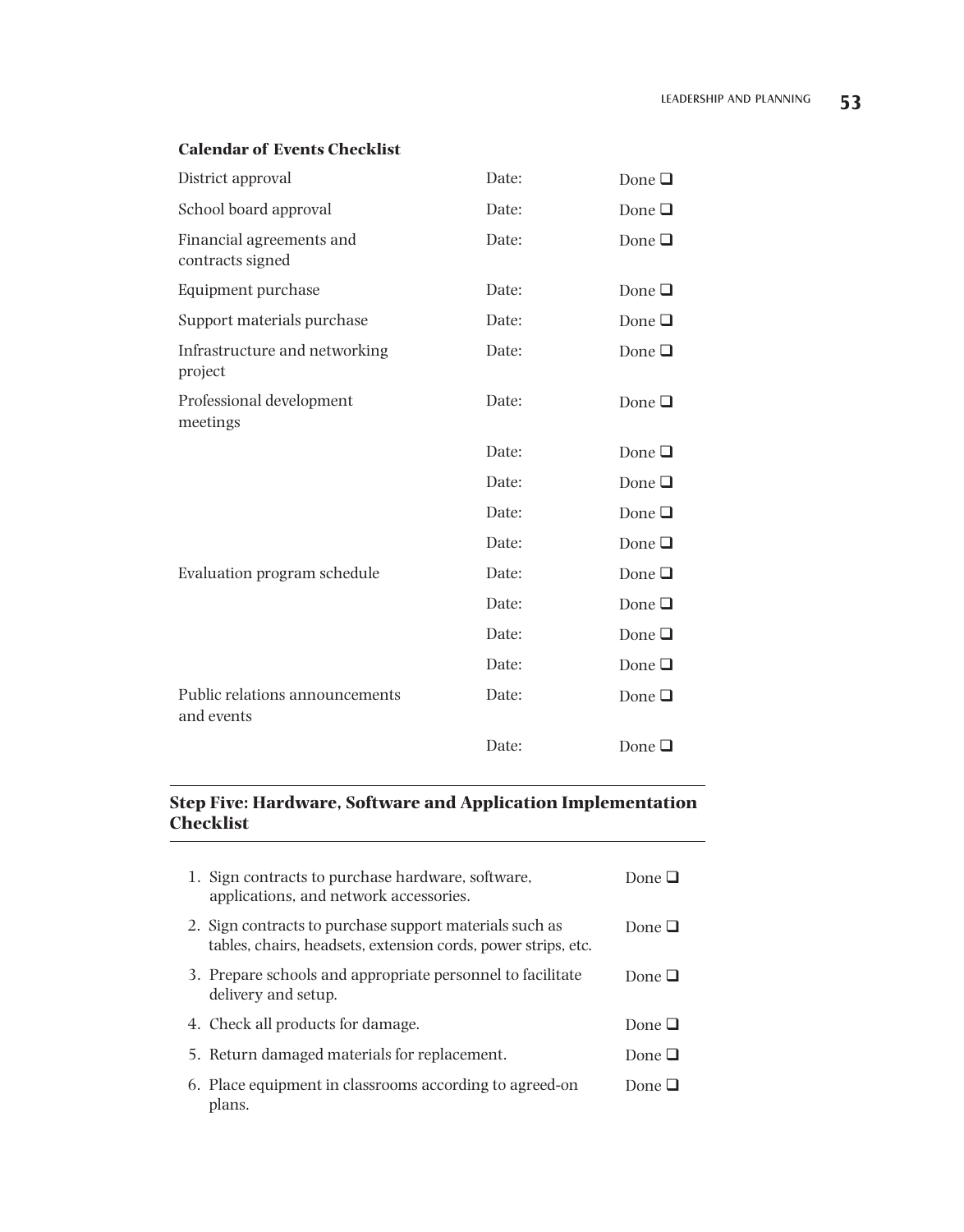**Calendar of Events Checklist**

| | | |
|---|---|---|
| District approval | Date: | Done ❑ |
| School board approval | Date: | Done ❑ |
| Financial agreements and contracts signed | Date: | Done ❑ |
| Equipment purchase | Date: | Done ❑ |
| Support materials purchase | Date: | Done ❑ |
| Infrastructure and networking project | Date: | Done ❑ |
| Professional development meetings | Date: | Done ❑ |
| | Date: | Done ❑ |
| | Date: | Done ❑ |
| | Date: | Done ❑ |
| | Date: | Done ❑ |
| Evaluation program schedule | Date: | Done ❑ |
| | Date: | Done ❑ |
| | Date: | Done ❑ |
| | Date: | Done ❑ |
| Public relations announcements and events | Date: | Done ❑ |
| | Date: | Done ❑ |

### Step Five: Hardware, Software and Application Implementation Checklist

1. Sign contracts to purchase hardware, software, applications, and network accessories. Done ❑
2. Sign contracts to purchase support materials such as tables, chairs, headsets, extension cords, power strips, etc. Done ❑
3. Prepare schools and appropriate personnel to facilitate delivery and setup. Done ❑
4. Check all products for damage. Done ❑
5. Return damaged materials for replacement. Done ❑
6. Place equipment in classrooms according to agreed-on plans. Done ❑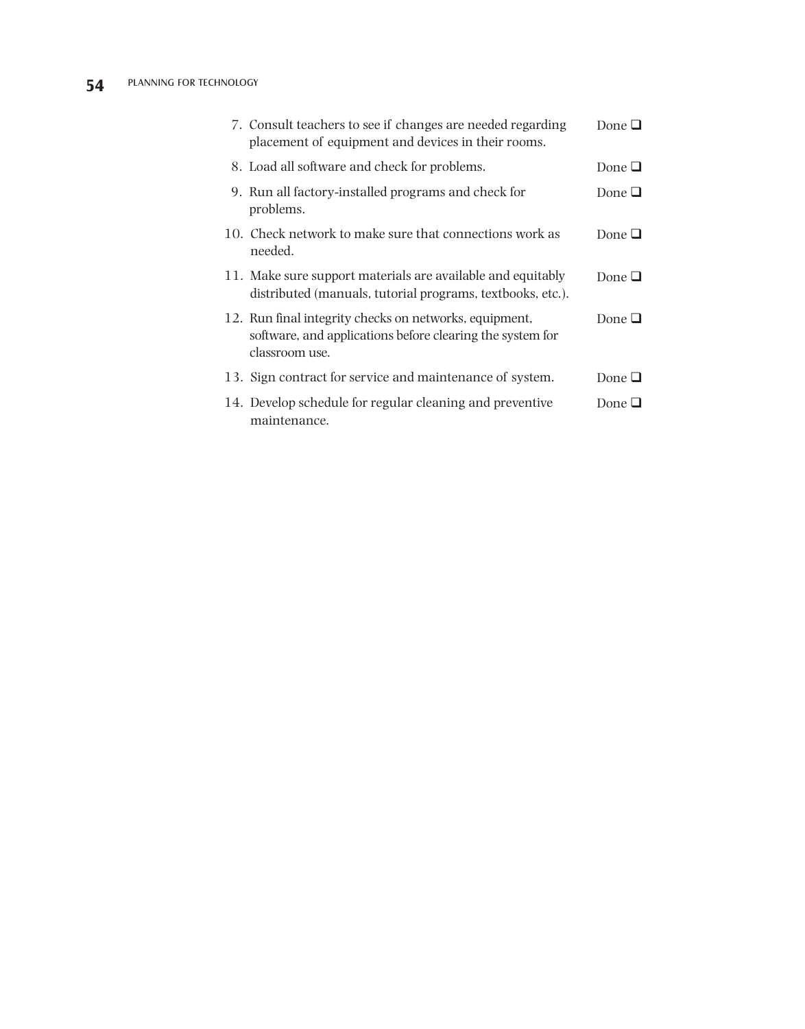7. Consult teachers to see if changes are needed regarding placement of equipment and devices in their rooms. Done ❑
8. Load all software and check for problems. Done ❑
9. Run all factory-installed programs and check for problems. Done ❑
10. Check network to make sure that connections work as needed. Done ❑
11. Make sure support materials are available and equitably distributed (manuals, tutorial programs, textbooks, etc.). Done ❑
12. Run final integrity checks on networks, equipment, software, and applications before clearing the system for classroom use. Done ❑
13. Sign contract for service and maintenance of system. Done ❑
14. Develop schedule for regular cleaning and preventive maintenance. Done ❑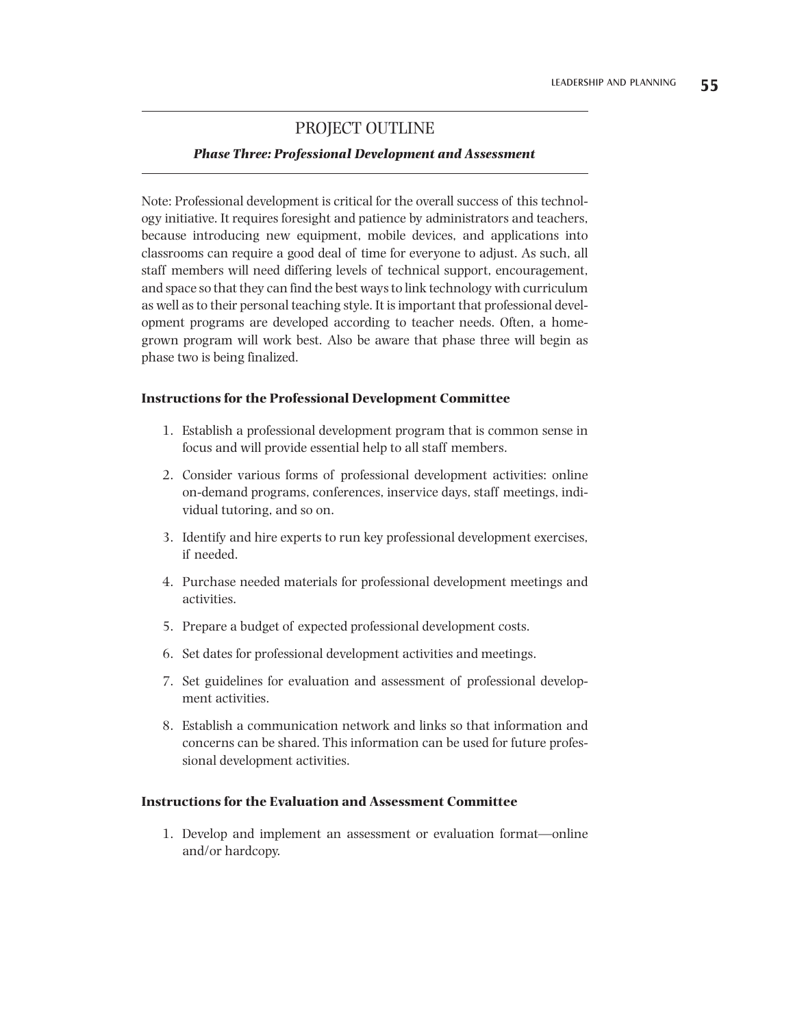## PROJECT OUTLINE

### *Phase Three: Professional Development and Assessment*

Note: Professional development is critical for the overall success of this technology initiative. It requires foresight and patience by administrators and teachers, because introducing new equipment, mobile devices, and applications into classrooms can require a good deal of time for everyone to adjust. As such, all staff members will need differing levels of technical support, encouragement, and space so that they can find the best ways to link technology with curriculum as well as to their personal teaching style. It is important that professional development programs are developed according to teacher needs. Often, a homegrown program will work best. Also be aware that phase three will begin as phase two is being finalized.

**Instructions for the Professional Development Committee**

1. Establish a professional development program that is common sense in focus and will provide essential help to all staff members.
2. Consider various forms of professional development activities: online on-demand programs, conferences, inservice days, staff meetings, individual tutoring, and so on.
3. Identify and hire experts to run key professional development exercises, if needed.
4. Purchase needed materials for professional development meetings and activities.
5. Prepare a budget of expected professional development costs.
6. Set dates for professional development activities and meetings.
7. Set guidelines for evaluation and assessment of professional development activities.
8. Establish a communication network and links so that information and concerns can be shared. This information can be used for future professional development activities.

**Instructions for the Evaluation and Assessment Committee**

1. Develop and implement an assessment or evaluation format—online and/or hardcopy.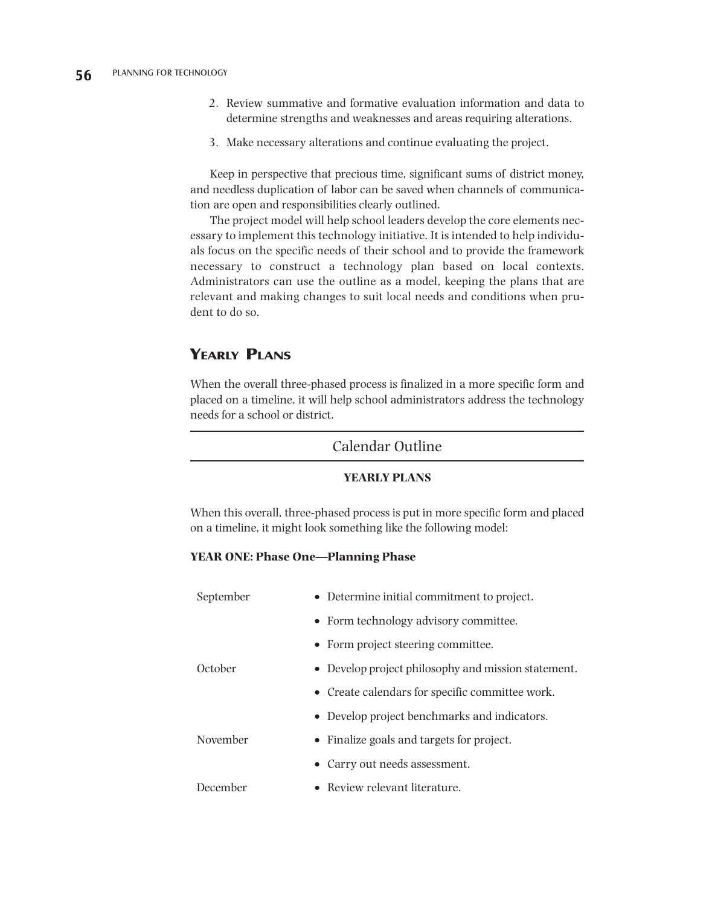2. Review summative and formative evaluation information and data to determine strengths and weaknesses and areas requiring alterations.
3. Make necessary alterations and continue evaluating the project.

Keep in perspective that precious time, significant sums of district money, and needless duplication of labor can be saved when channels of communication are open and responsibilities clearly outlined.

The project model will help school leaders develop the core elements necessary to implement this technology initiative. It is intended to help individuals focus on the specific needs of their school and to provide the framework necessary to construct a technology plan based on local contexts. Administrators can use the outline as a model, keeping the plans that are relevant and making changes to suit local needs and conditions when prudent to do so.

## Yearly Plans

When the overall three-phased process is finalized in a more specific form and placed on a timeline, it will help school administrators address the technology needs for a school or district.

### Calendar Outline

**YEARLY PLANS**

When this overall, three-phased process is put in more specific form and placed on a timeline, it might look something like the following model:

**YEAR ONE: Phase One—Planning Phase**

| | |
|---|---|
| September | • Determine initial commitment to project. |
| | • Form technology advisory committee. |
| | • Form project steering committee. |
| October | • Develop project philosophy and mission statement. |
| | • Create calendars for specific committee work. |
| | • Develop project benchmarks and indicators. |
| November | • Finalize goals and targets for project. |
| | • Carry out needs assessment. |
| December | • Review relevant literature. |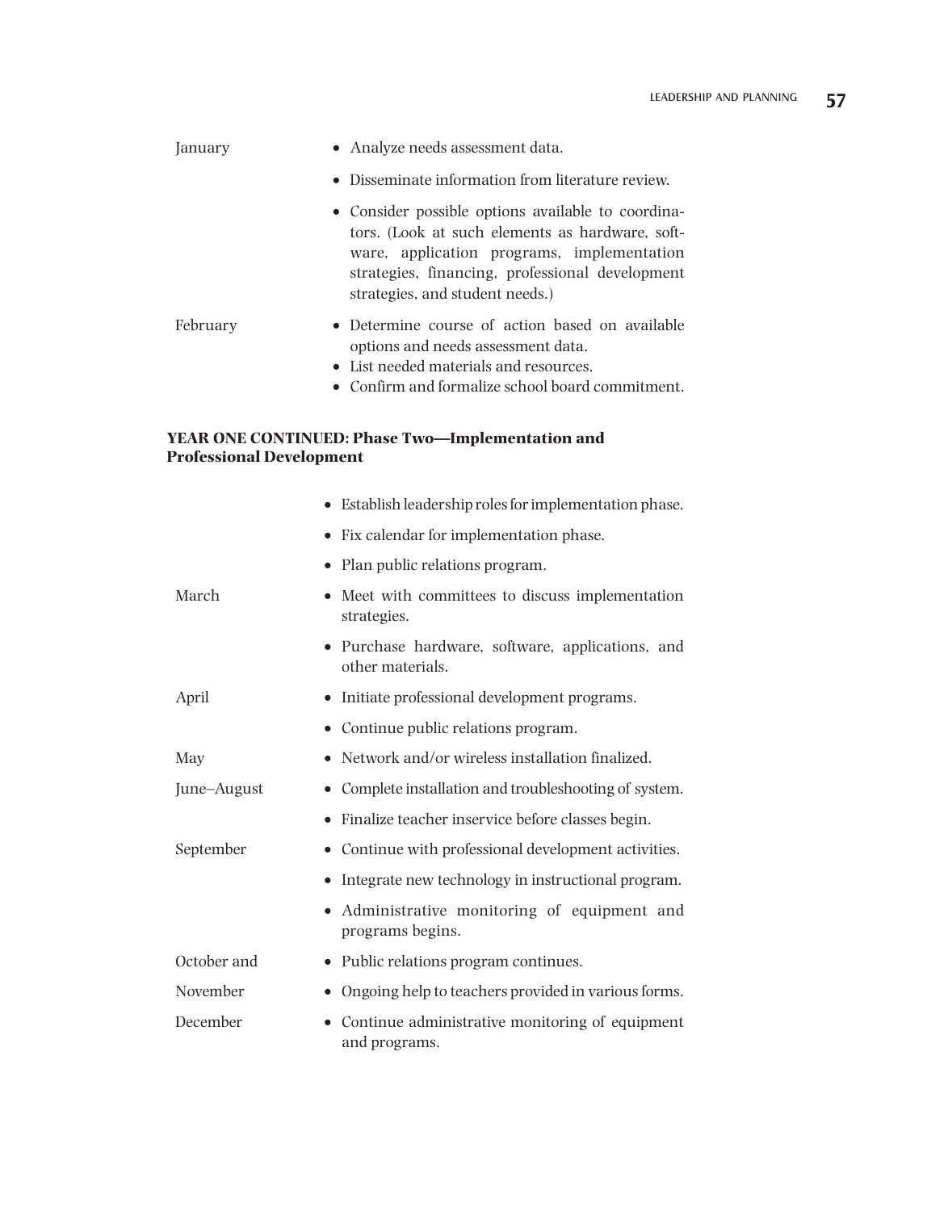| | |
|---|---|
| January | • Analyze needs assessment data. |
| | • Disseminate information from literature review. |
| | • Consider possible options available to coordinators. (Look at such elements as hardware, software, application programs, implementation strategies, financing, professional development strategies, and student needs.) |
| February | • Determine course of action based on available options and needs assessment data. |
| | • List needed materials and resources. |
| | • Confirm and formalize school board commitment. |

**YEAR ONE CONTINUED: Phase Two—Implementation and Professional Development**

| | |
|---|---|
| | • Establish leadership roles for implementation phase. |
| | • Fix calendar for implementation phase. |
| | • Plan public relations program. |
| March | • Meet with committees to discuss implementation strategies. |
| | • Purchase hardware, software, applications, and other materials. |
| April | • Initiate professional development programs. |
| | • Continue public relations program. |
| May | • Network and/or wireless installation finalized. |
| June–August | • Complete installation and troubleshooting of system. |
| | • Finalize teacher inservice before classes begin. |
| September | • Continue with professional development activities. |
| | • Integrate new technology in instructional program. |
| | • Administrative monitoring of equipment and programs begins. |
| October and | • Public relations program continues. |
| November | • Ongoing help to teachers provided in various forms. |
| December | • Continue administrative monitoring of equipment and programs. |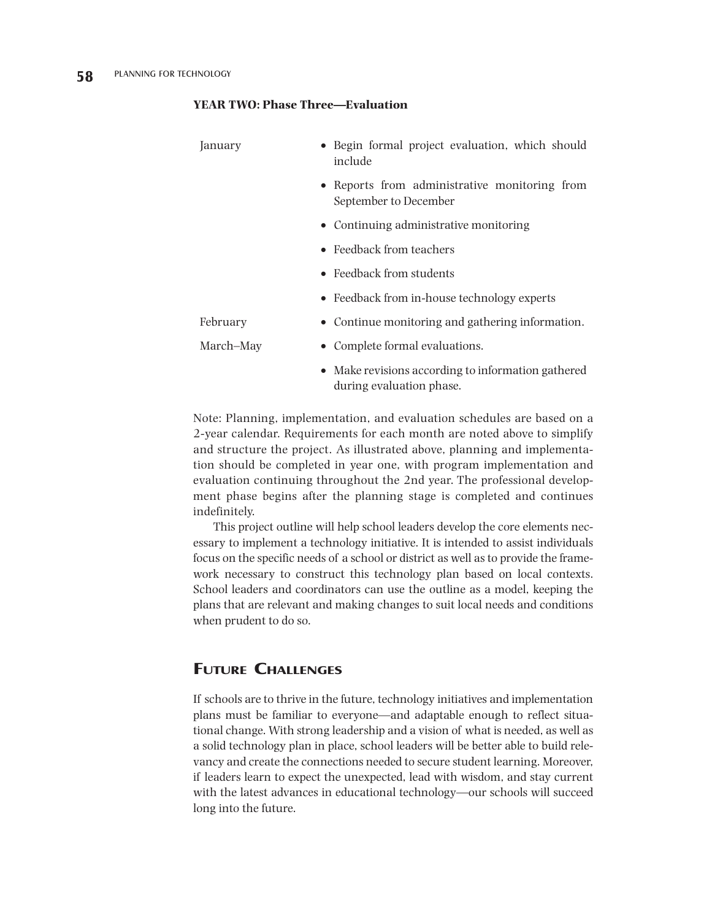**YEAR TWO: Phase Three—Evaluation**

| | |
|---|---|
| January | • Begin formal project evaluation, which should include |
| | • Reports from administrative monitoring from September to December |
| | • Continuing administrative monitoring |
| | • Feedback from teachers |
| | • Feedback from students |
| | • Feedback from in-house technology experts |
| February | • Continue monitoring and gathering information. |
| March–May | • Complete formal evaluations. |
| | • Make revisions according to information gathered during evaluation phase. |

Note: Planning, implementation, and evaluation schedules are based on a 2-year calendar. Requirements for each month are noted above to simplify and structure the project. As illustrated above, planning and implementation should be completed in year one, with program implementation and evaluation continuing throughout the 2nd year. The professional development phase begins after the planning stage is completed and continues indefinitely.

This project outline will help school leaders develop the core elements necessary to implement a technology initiative. It is intended to assist individuals focus on the specific needs of a school or district as well as to provide the framework necessary to construct this technology plan based on local contexts. School leaders and coordinators can use the outline as a model, keeping the plans that are relevant and making changes to suit local needs and conditions when prudent to do so.

## FUTURE CHALLENGES

If schools are to thrive in the future, technology initiatives and implementation plans must be familiar to everyone—and adaptable enough to reflect situational change. With strong leadership and a vision of what is needed, as well as a solid technology plan in place, school leaders will be better able to build relevancy and create the connections needed to secure student learning. Moreover, if leaders learn to expect the unexpected, lead with wisdom, and stay current with the latest advances in educational technology—our schools will succeed long into the future.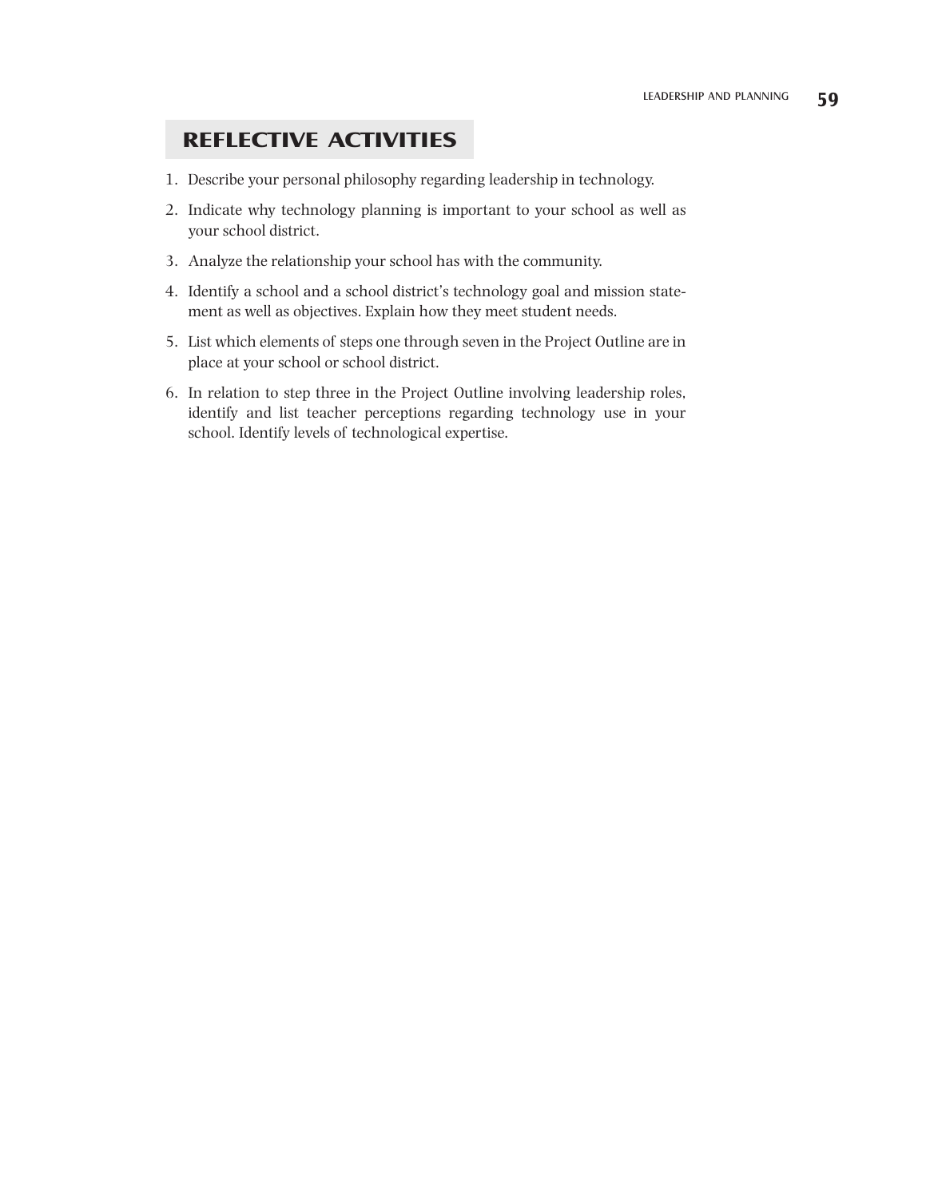## REFLECTIVE ACTIVITIES

1. Describe your personal philosophy regarding leadership in technology.
2. Indicate why technology planning is important to your school as well as your school district.
3. Analyze the relationship your school has with the community.
4. Identify a school and a school district's technology goal and mission statement as well as objectives. Explain how they meet student needs.
5. List which elements of steps one through seven in the Project Outline are in place at your school or school district.
6. In relation to step three in the Project Outline involving leadership roles, identify and list teacher perceptions regarding technology use in your school. Identify levels of technological expertise.